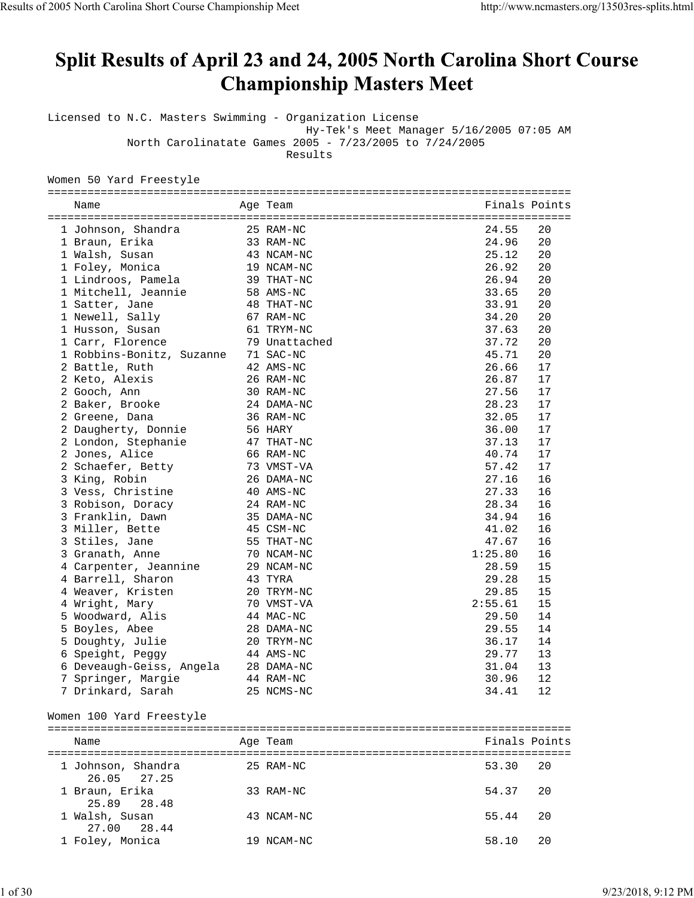# Split Results of April 23 and 24, 2005 North Carolina Short Course Championship Masters Meet

Licensed to N.C. Masters Swimming - Organization License
Hy-Tek's Meet Manager 5/16/2005 07:05 AM
North Carolinatate Games 2005 - 7/23/2005 to 7/24/2005
Results

## Women 50 Yard Freestyle

| | Name | Age | Team | Finals | Points |
|---|---|---|---|---|---|
| 1 | Johnson, Shandra | 25 | RAM-NC | 24.55 | 20 |
| 1 | Braun, Erika | 33 | RAM-NC | 24.96 | 20 |
| 1 | Walsh, Susan | 43 | NCAM-NC | 25.12 | 20 |
| 1 | Foley, Monica | 19 | NCAM-NC | 26.92 | 20 |
| 1 | Lindroos, Pamela | 39 | THAT-NC | 26.94 | 20 |
| 1 | Mitchell, Jeannie | 58 | AMS-NC | 33.65 | 20 |
| 1 | Satter, Jane | 48 | THAT-NC | 33.91 | 20 |
| 1 | Newell, Sally | 67 | RAM-NC | 34.20 | 20 |
| 1 | Husson, Susan | 61 | TRYM-NC | 37.63 | 20 |
| 1 | Carr, Florence | 79 | Unattached | 37.72 | 20 |
| 1 | Robbins-Bonitz, Suzanne | 71 | SAC-NC | 45.71 | 20 |
| 2 | Battle, Ruth | 42 | AMS-NC | 26.66 | 17 |
| 2 | Keto, Alexis | 26 | RAM-NC | 26.87 | 17 |
| 2 | Gooch, Ann | 30 | RAM-NC | 27.56 | 17 |
| 2 | Baker, Brooke | 24 | DAMA-NC | 28.23 | 17 |
| 2 | Greene, Dana | 36 | RAM-NC | 32.05 | 17 |
| 2 | Daugherty, Donnie | 56 | HARY | 36.00 | 17 |
| 2 | London, Stephanie | 47 | THAT-NC | 37.13 | 17 |
| 2 | Jones, Alice | 66 | RAM-NC | 40.74 | 17 |
| 2 | Schaefer, Betty | 73 | VMST-VA | 57.42 | 17 |
| 3 | King, Robin | 26 | DAMA-NC | 27.16 | 16 |
| 3 | Vess, Christine | 40 | AMS-NC | 27.33 | 16 |
| 3 | Robison, Doracy | 24 | RAM-NC | 28.34 | 16 |
| 3 | Franklin, Dawn | 35 | DAMA-NC | 34.94 | 16 |
| 3 | Miller, Bette | 45 | CSM-NC | 41.02 | 16 |
| 3 | Stiles, Jane | 55 | THAT-NC | 47.67 | 16 |
| 3 | Granath, Anne | 70 | NCAM-NC | 1:25.80 | 16 |
| 4 | Carpenter, Jeannine | 29 | NCAM-NC | 28.59 | 15 |
| 4 | Barrell, Sharon | 43 | TYRA | 29.28 | 15 |
| 4 | Weaver, Kristen | 20 | TRYM-NC | 29.85 | 15 |
| 4 | Wright, Mary | 70 | VMST-VA | 2:55.61 | 15 |
| 5 | Woodward, Alis | 44 | MAC-NC | 29.50 | 14 |
| 5 | Boyles, Abee | 28 | DAMA-NC | 29.55 | 14 |
| 5 | Doughty, Julie | 20 | TRYM-NC | 36.17 | 14 |
| 6 | Speight, Peggy | 44 | AMS-NC | 29.77 | 13 |
| 6 | Deveaugh-Geiss, Angela | 28 | DAMA-NC | 31.04 | 13 |
| 7 | Springer, Margie | 44 | RAM-NC | 30.96 | 12 |
| 7 | Drinkard, Sarah | 25 | NCMS-NC | 34.41 | 12 |

## Women 100 Yard Freestyle

| | Name | Age | Team | Finals | Points |
|---|---|---|---|---|---|
| 1 | Johnson, Shandra | 25 | RAM-NC | 53.30 | 20 |
| | 26.05 27.25 | | | | |
| 1 | Braun, Erika | 33 | RAM-NC | 54.37 | 20 |
| | 25.89 28.48 | | | | |
| 1 | Walsh, Susan | 43 | NCAM-NC | 55.44 | 20 |
| | 27.00 28.44 | | | | |
| 1 | Foley, Monica | 19 | NCAM-NC | 58.10 | 20 |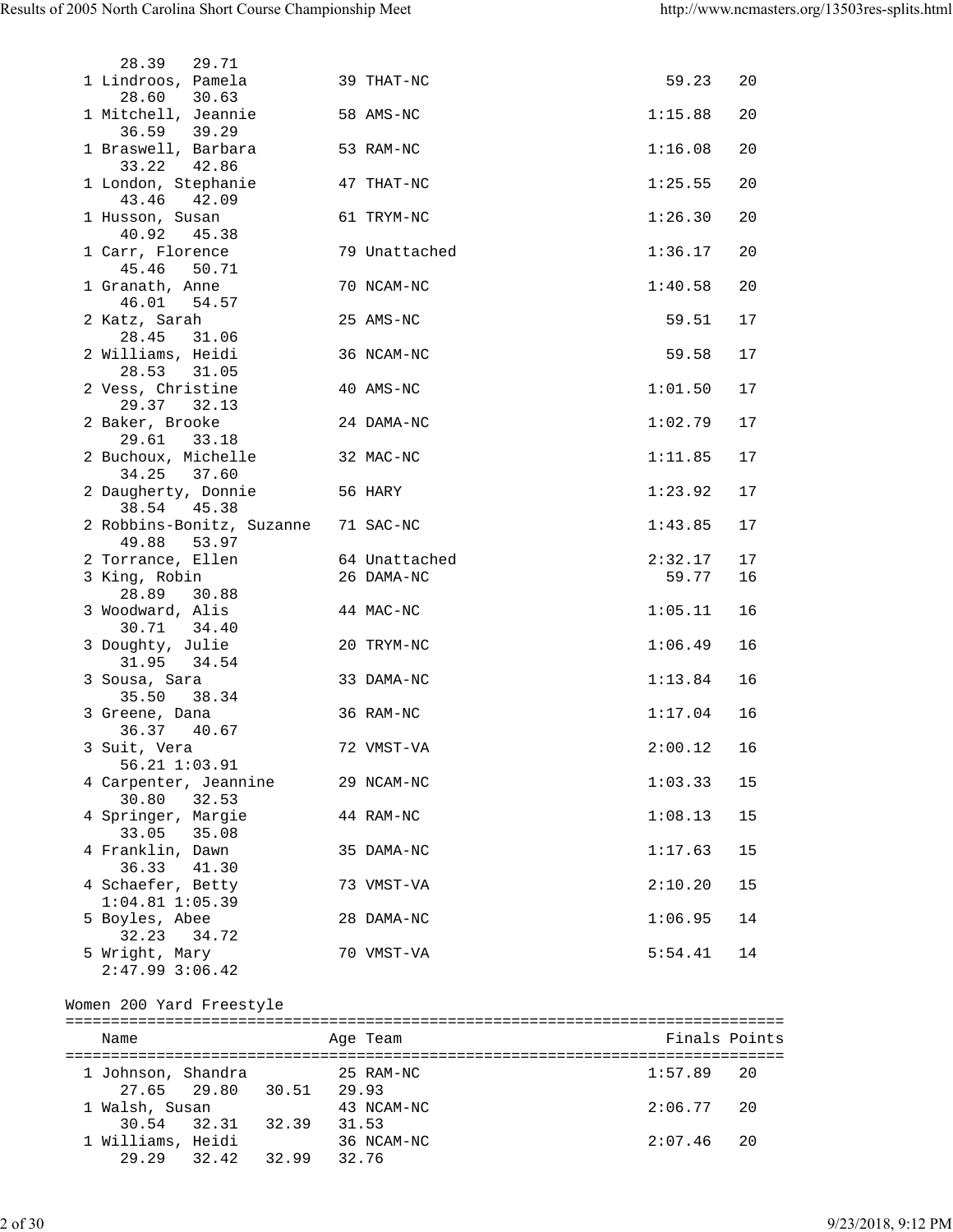```
    28.39   29.71
  1 Lindroos, Pamela          39 THAT-NC                         59.23   20
    28.60   30.63
  1 Mitchell, Jeannie         58 AMS-NC                        1:15.88   20
    36.59   39.29
  1 Braswell, Barbara         53 RAM-NC                        1:16.08   20
    33.22   42.86
  1 London, Stephanie         47 THAT-NC                       1:25.55   20
    43.46   42.09
  1 Husson, Susan             61 TRYM-NC                       1:26.30   20
    40.92   45.38
  1 Carr, Florence            79 Unattached                    1:36.17   20
    45.46   50.71
  1 Granath, Anne             70 NCAM-NC                       1:40.58   20
    46.01   54.57
  2 Katz, Sarah               25 AMS-NC                          59.51   17
    28.45   31.06
  2 Williams, Heidi           36 NCAM-NC                         59.58   17
    28.53   31.05
  2 Vess, Christine           40 AMS-NC                        1:01.50   17
    29.37   32.13
  2 Baker, Brooke             24 DAMA-NC                       1:02.79   17
    29.61   33.18
  2 Buchoux, Michelle         32 MAC-NC                        1:11.85   17
    34.25   37.60
  2 Daugherty, Donnie         56 HARY                          1:23.92   17
    38.54   45.38
  2 Robbins-Bonitz, Suzanne   71 SAC-NC                        1:43.85   17
    49.88   53.97
  2 Torrance, Ellen           64 Unattached                    2:32.17   17
  3 King, Robin               26 DAMA-NC                         59.77   16
    28.89   30.88
  3 Woodward, Alis            44 MAC-NC                        1:05.11   16
    30.71   34.40
  3 Doughty, Julie            20 TRYM-NC                       1:06.49   16
    31.95   34.54
  3 Sousa, Sara               33 DAMA-NC                       1:13.84   16
    35.50   38.34
  3 Greene, Dana              36 RAM-NC                        1:17.04   16
    36.37   40.67
  3 Suit, Vera                72 VMST-VA                       2:00.12   16
    56.21 1:03.91
  4 Carpenter, Jeannine       29 NCAM-NC                       1:03.33   15
    30.80   32.53
  4 Springer, Margie          44 RAM-NC                        1:08.13   15
    33.05   35.08
  4 Franklin, Dawn            35 DAMA-NC                       1:17.63   15
    36.33   41.30
  4 Schaefer, Betty           73 VMST-VA                       2:10.20   15
  1:04.81 1:05.39
  5 Boyles, Abee              28 DAMA-NC                       1:06.95   14
    32.23   34.72
  5 Wright, Mary              70 VMST-VA                       5:54.41   14
  2:47.99 3:06.42

Women 200 Yard Freestyle
===============================================================================
    Name                    Age Team                            Finals Points
===============================================================================
  1 Johnson, Shandra          25 RAM-NC                        1:57.89   20
    27.65   29.80   30.51   29.93
  1 Walsh, Susan              43 NCAM-NC                       2:06.77   20
    30.54   32.31   32.39   31.53
  1 Williams, Heidi           36 NCAM-NC                       2:07.46   20
    29.29   32.42   32.99   32.76
```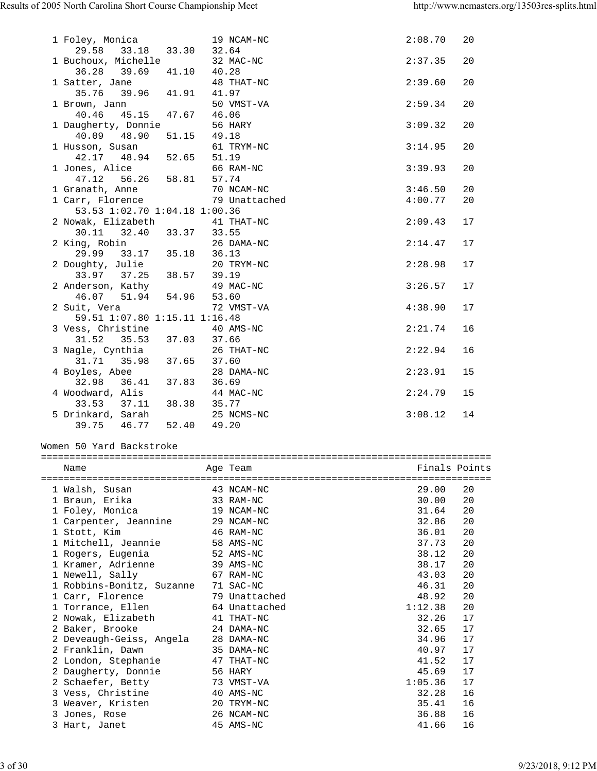```
  1 Foley, Monica             19 NCAM-NC                    2:08.70   20
     29.58   33.18   33.30   32.64
  1 Buchoux, Michelle         32 MAC-NC                     2:37.35   20
     36.28   39.69   41.10   40.28
  1 Satter, Jane              48 THAT-NC                    2:39.60   20
     35.76   39.96   41.91   41.97
  1 Brown, Jann               50 VMST-VA                    2:59.34   20
     40.46   45.15   47.67   46.06
  1 Daugherty, Donnie         56 HARY                       3:09.32   20
     40.09   48.90   51.15   49.18
  1 Husson, Susan             61 TRYM-NC                    3:14.95   20
     42.17   48.94   52.65   51.19
  1 Jones, Alice              66 RAM-NC                     3:39.93   20
     47.12   56.26   58.81   57.74
  1 Granath, Anne             70 NCAM-NC                    3:46.50   20
  1 Carr, Florence            79 Unattached                 4:00.77   20
     53.53 1:02.70 1:04.18 1:00.36
  2 Nowak, Elizabeth          41 THAT-NC                    2:09.43   17
     30.11   32.40   33.37   33.55
  2 King, Robin               26 DAMA-NC                    2:14.47   17
     29.99   33.17   35.18   36.13
  2 Doughty, Julie            20 TRYM-NC                    2:28.98   17
     33.97   37.25   38.57   39.19
  2 Anderson, Kathy           49 MAC-NC                     3:26.57   17
     46.07   51.94   54.96   53.60
  2 Suit, Vera                72 VMST-VA                    4:38.90   17
     59.51 1:07.80 1:15.11 1:16.48
  3 Vess, Christine           40 AMS-NC                     2:21.74   16
     31.52   35.53   37.03   37.66
  3 Nagle, Cynthia            26 THAT-NC                    2:22.94   16
     31.71   35.98   37.65   37.60
  4 Boyles, Abee              28 DAMA-NC                    2:23.91   15
     32.98   36.41   37.83   36.69
  4 Woodward, Alis            44 MAC-NC                     2:24.79   15
     33.53   37.11   38.38   35.77
  5 Drinkard, Sarah           25 NCMS-NC                    3:08.12   14
     39.75   46.77   52.40   49.20
```

Women 50 Yard Backstroke

| Name | Age | Team | Finals | Points |
|---|---|---|---|---|
| 1 Walsh, Susan | 43 | NCAM-NC | 29.00 | 20 |
| 1 Braun, Erika | 33 | RAM-NC | 30.00 | 20 |
| 1 Foley, Monica | 19 | NCAM-NC | 31.64 | 20 |
| 1 Carpenter, Jeannine | 29 | NCAM-NC | 32.86 | 20 |
| 1 Stott, Kim | 46 | RAM-NC | 36.01 | 20 |
| 1 Mitchell, Jeannie | 58 | AMS-NC | 37.73 | 20 |
| 1 Rogers, Eugenia | 52 | AMS-NC | 38.12 | 20 |
| 1 Kramer, Adrienne | 39 | AMS-NC | 38.17 | 20 |
| 1 Newell, Sally | 67 | RAM-NC | 43.03 | 20 |
| 1 Robbins-Bonitz, Suzanne | 71 | SAC-NC | 46.31 | 20 |
| 1 Carr, Florence | 79 | Unattached | 48.92 | 20 |
| 1 Torrance, Ellen | 64 | Unattached | 1:12.38 | 20 |
| 2 Nowak, Elizabeth | 41 | THAT-NC | 32.26 | 17 |
| 2 Baker, Brooke | 24 | DAMA-NC | 32.65 | 17 |
| 2 Deveaugh-Geiss, Angela | 28 | DAMA-NC | 34.96 | 17 |
| 2 Franklin, Dawn | 35 | DAMA-NC | 40.97 | 17 |
| 2 London, Stephanie | 47 | THAT-NC | 41.52 | 17 |
| 2 Daugherty, Donnie | 56 | HARY | 45.69 | 17 |
| 2 Schaefer, Betty | 73 | VMST-VA | 1:05.36 | 17 |
| 3 Vess, Christine | 40 | AMS-NC | 32.28 | 16 |
| 3 Weaver, Kristen | 20 | TRYM-NC | 35.41 | 16 |
| 3 Jones, Rose | 26 | NCAM-NC | 36.88 | 16 |
| 3 Hart, Janet | 45 | AMS-NC | 41.66 | 16 |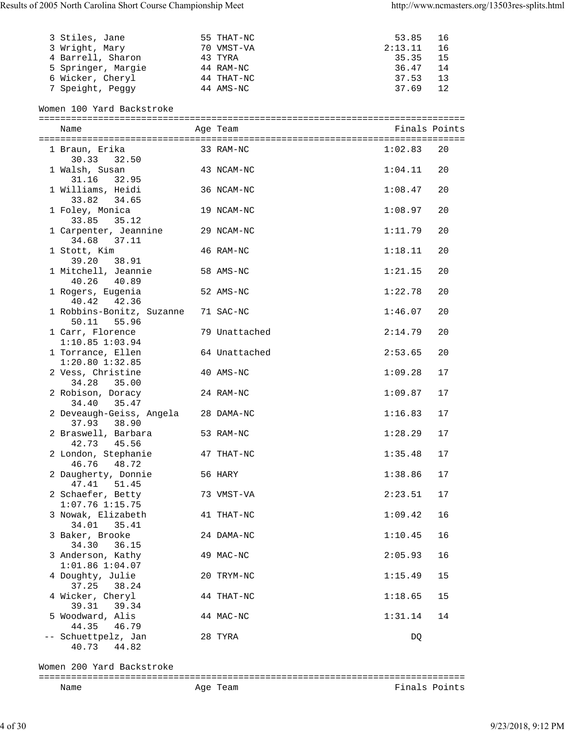| Place | Name | Age | Team | Finals | Points |
|---|---|---|---|---|---|
| 3 | Stiles, Jane | 55 | THAT-NC | 53.85 | 16 |
| 3 | Wright, Mary | 70 | VMST-VA | 2:13.11 | 16 |
| 4 | Barrell, Sharon | 43 | TYRA | 35.35 | 15 |
| 5 | Springer, Margie | 44 | RAM-NC | 36.47 | 14 |
| 6 | Wicker, Cheryl | 44 | THAT-NC | 37.53 | 13 |
| 7 | Speight, Peggy | 44 | AMS-NC | 37.69 | 12 |

## Women 100 Yard Backstroke

| Place | Name | Age | Team | Finals | Points | Splits |
|---|---|---|---|---|---|---|
| 1 | Braun, Erika | 33 | RAM-NC | 1:02.83 | 20 | 30.33 32.50 |
| 1 | Walsh, Susan | 43 | NCAM-NC | 1:04.11 | 20 | 31.16 32.95 |
| 1 | Williams, Heidi | 36 | NCAM-NC | 1:08.47 | 20 | 33.82 34.65 |
| 1 | Foley, Monica | 19 | NCAM-NC | 1:08.97 | 20 | 33.85 35.12 |
| 1 | Carpenter, Jeannine | 29 | NCAM-NC | 1:11.79 | 20 | 34.68 37.11 |
| 1 | Stott, Kim | 46 | RAM-NC | 1:18.11 | 20 | 39.20 38.91 |
| 1 | Mitchell, Jeannie | 58 | AMS-NC | 1:21.15 | 20 | 40.26 40.89 |
| 1 | Rogers, Eugenia | 52 | AMS-NC | 1:22.78 | 20 | 40.42 42.36 |
| 1 | Robbins-Bonitz, Suzanne | 71 | SAC-NC | 1:46.07 | 20 | 50.11 55.96 |
| 1 | Carr, Florence | 79 | Unattached | 2:14.79 | 20 | 1:10.85 1:03.94 |
| 1 | Torrance, Ellen | 64 | Unattached | 2:53.65 | 20 | 1:20.80 1:32.85 |
| 2 | Vess, Christine | 40 | AMS-NC | 1:09.28 | 17 | 34.28 35.00 |
| 2 | Robison, Doracy | 24 | RAM-NC | 1:09.87 | 17 | 34.40 35.47 |
| 2 | Deveaugh-Geiss, Angela | 28 | DAMA-NC | 1:16.83 | 17 | 37.93 38.90 |
| 2 | Braswell, Barbara | 53 | RAM-NC | 1:28.29 | 17 | 42.73 45.56 |
| 2 | London, Stephanie | 47 | THAT-NC | 1:35.48 | 17 | 46.76 48.72 |
| 2 | Daugherty, Donnie | 56 | HARY | 1:38.86 | 17 | 47.41 51.45 |
| 2 | Schaefer, Betty | 73 | VMST-VA | 2:23.51 | 17 | 1:07.76 1:15.75 |
| 3 | Nowak, Elizabeth | 41 | THAT-NC | 1:09.42 | 16 | 34.01 35.41 |
| 3 | Baker, Brooke | 24 | DAMA-NC | 1:10.45 | 16 | 34.30 36.15 |
| 3 | Anderson, Kathy | 49 | MAC-NC | 2:05.93 | 16 | 1:01.86 1:04.07 |
| 4 | Doughty, Julie | 20 | TRYM-NC | 1:15.49 | 15 | 37.25 38.24 |
| 4 | Wicker, Cheryl | 44 | THAT-NC | 1:18.65 | 15 | 39.31 39.34 |
| 5 | Woodward, Alis | 44 | MAC-NC | 1:31.14 | 14 | 44.35 46.79 |
| -- | Schuettpelz, Jan | 28 | TYRA | DQ | | 40.73 44.82 |

## Women 200 Yard Backstroke

| Name | Age | Team | Finals | Points |
|---|---|---|---|---|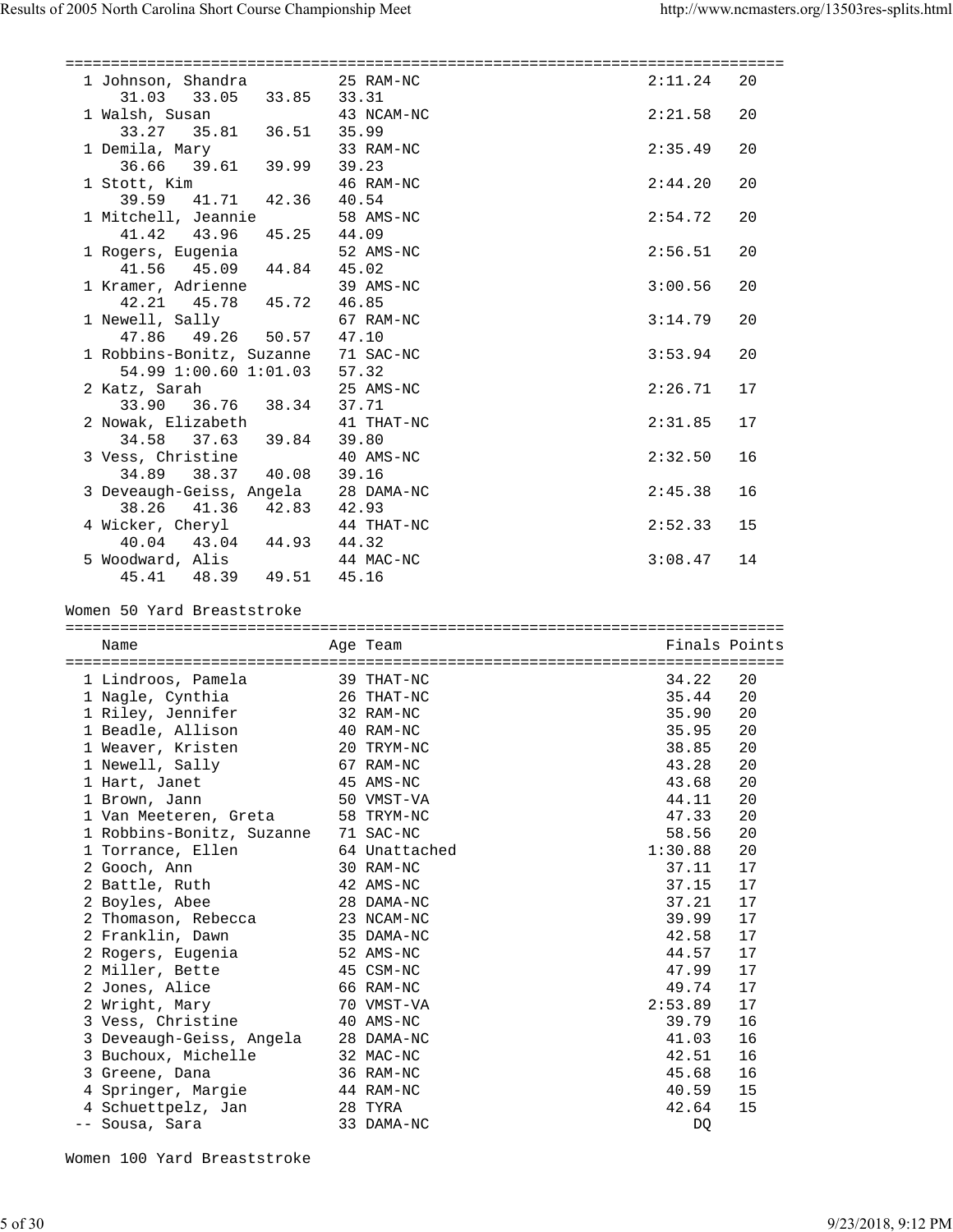| Place | Name | Age | Team | Finals | Points |
|---|---|---|---|---|---|
| 1 | Johnson, Shandra | 25 | RAM-NC | 2:11.24 | 20 |
| | 31.03 33.05 33.85 33.31 | | | | |
| 1 | Walsh, Susan | 43 | NCAM-NC | 2:21.58 | 20 |
| | 33.27 35.81 36.51 35.99 | | | | |
| 1 | Demila, Mary | 33 | RAM-NC | 2:35.49 | 20 |
| | 36.66 39.61 39.99 39.23 | | | | |
| 1 | Stott, Kim | 46 | RAM-NC | 2:44.20 | 20 |
| | 39.59 41.71 42.36 40.54 | | | | |
| 1 | Mitchell, Jeannie | 58 | AMS-NC | 2:54.72 | 20 |
| | 41.42 43.96 45.25 44.09 | | | | |
| 1 | Rogers, Eugenia | 52 | AMS-NC | 2:56.51 | 20 |
| | 41.56 45.09 44.84 45.02 | | | | |
| 1 | Kramer, Adrienne | 39 | AMS-NC | 3:00.56 | 20 |
| | 42.21 45.78 45.72 46.85 | | | | |
| 1 | Newell, Sally | 67 | RAM-NC | 3:14.79 | 20 |
| | 47.86 49.26 50.57 47.10 | | | | |
| 1 | Robbins-Bonitz, Suzanne | 71 | SAC-NC | 3:53.94 | 20 |
| | 54.99 1:00.60 1:01.03 57.32 | | | | |
| 2 | Katz, Sarah | 25 | AMS-NC | 2:26.71 | 17 |
| | 33.90 36.76 38.34 37.71 | | | | |
| 2 | Nowak, Elizabeth | 41 | THAT-NC | 2:31.85 | 17 |
| | 34.58 37.63 39.84 39.80 | | | | |
| 3 | Vess, Christine | 40 | AMS-NC | 2:32.50 | 16 |
| | 34.89 38.37 40.08 39.16 | | | | |
| 3 | Deveaugh-Geiss, Angela | 28 | DAMA-NC | 2:45.38 | 16 |
| | 38.26 41.36 42.83 42.93 | | | | |
| 4 | Wicker, Cheryl | 44 | THAT-NC | 2:52.33 | 15 |
| | 40.04 43.04 44.93 44.32 | | | | |
| 5 | Woodward, Alis | 44 | MAC-NC | 3:08.47 | 14 |
| | 45.41 48.39 49.51 45.16 | | | | |

## Women 50 Yard Breaststroke

| Place | Name | Age | Team | Finals | Points |
|---|---|---|---|---|---|
| 1 | Lindroos, Pamela | 39 | THAT-NC | 34.22 | 20 |
| 1 | Nagle, Cynthia | 26 | THAT-NC | 35.44 | 20 |
| 1 | Riley, Jennifer | 32 | RAM-NC | 35.90 | 20 |
| 1 | Beadle, Allison | 40 | RAM-NC | 35.95 | 20 |
| 1 | Weaver, Kristen | 20 | TRYM-NC | 38.85 | 20 |
| 1 | Newell, Sally | 67 | RAM-NC | 43.28 | 20 |
| 1 | Hart, Janet | 45 | AMS-NC | 43.68 | 20 |
| 1 | Brown, Jann | 50 | VMST-VA | 44.11 | 20 |
| 1 | Van Meeteren, Greta | 58 | TRYM-NC | 47.33 | 20 |
| 1 | Robbins-Bonitz, Suzanne | 71 | SAC-NC | 58.56 | 20 |
| 1 | Torrance, Ellen | 64 | Unattached | 1:30.88 | 20 |
| 2 | Gooch, Ann | 30 | RAM-NC | 37.11 | 17 |
| 2 | Battle, Ruth | 42 | AMS-NC | 37.15 | 17 |
| 2 | Boyles, Abee | 28 | DAMA-NC | 37.21 | 17 |
| 2 | Thomason, Rebecca | 23 | NCAM-NC | 39.99 | 17 |
| 2 | Franklin, Dawn | 35 | DAMA-NC | 42.58 | 17 |
| 2 | Rogers, Eugenia | 52 | AMS-NC | 44.57 | 17 |
| 2 | Miller, Bette | 45 | CSM-NC | 47.99 | 17 |
| 2 | Jones, Alice | 66 | RAM-NC | 49.74 | 17 |
| 2 | Wright, Mary | 70 | VMST-VA | 2:53.89 | 17 |
| 3 | Vess, Christine | 40 | AMS-NC | 39.79 | 16 |
| 3 | Deveaugh-Geiss, Angela | 28 | DAMA-NC | 41.03 | 16 |
| 3 | Buchoux, Michelle | 32 | MAC-NC | 42.51 | 16 |
| 3 | Greene, Dana | 36 | RAM-NC | 45.68 | 16 |
| 4 | Springer, Margie | 44 | RAM-NC | 40.59 | 15 |
| 4 | Schuettpelz, Jan | 28 | TYRA | 42.64 | 15 |
| -- | Sousa, Sara | 33 | DAMA-NC | DQ | |

## Women 100 Yard Breaststroke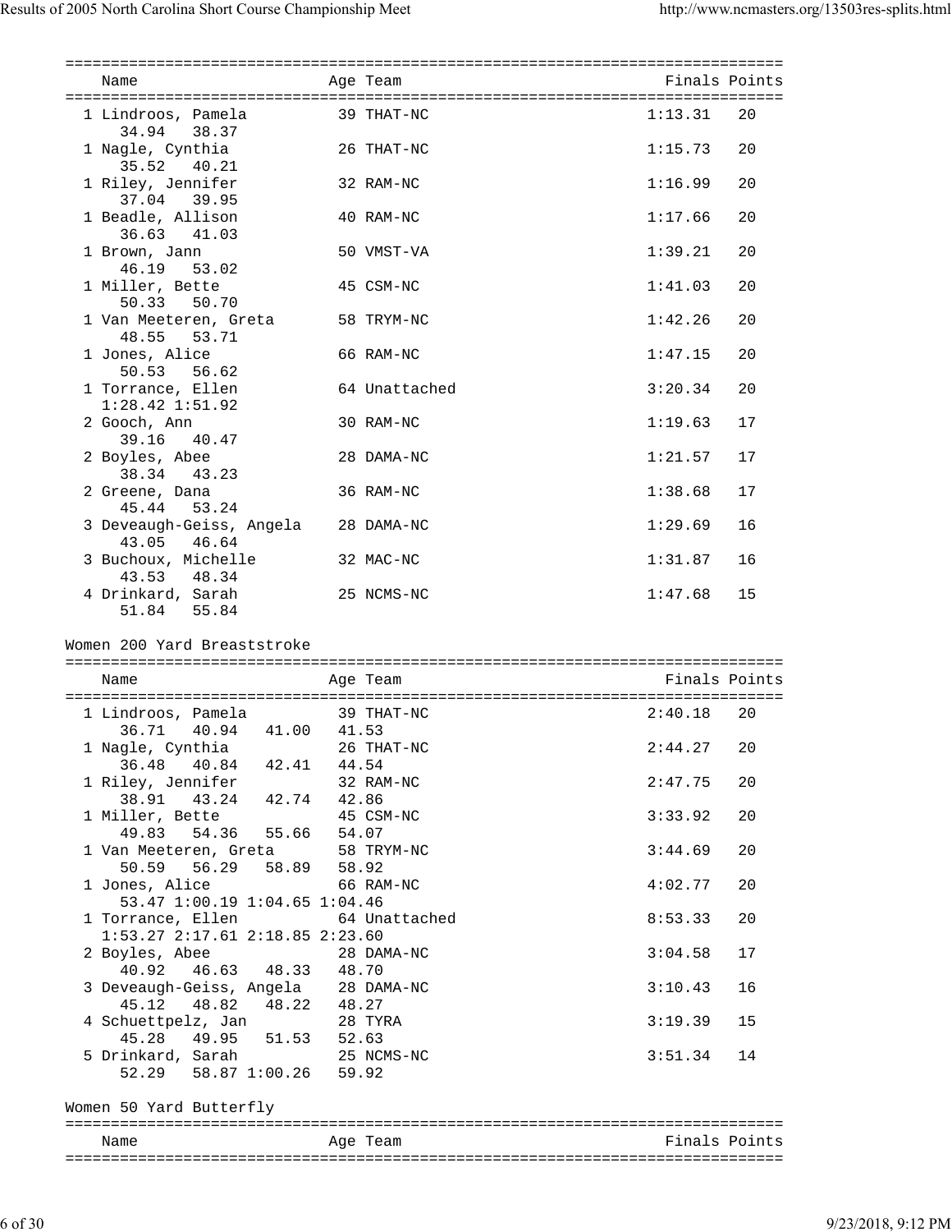| Name | Age | Team | Finals | Points |
|---|---|---|---|---|
| 1 Lindroos, Pamela | 39 | THAT-NC | 1:13.31 | 20 |
| 34.94 38.37 | | | | |
| 1 Nagle, Cynthia | 26 | THAT-NC | 1:15.73 | 20 |
| 35.52 40.21 | | | | |
| 1 Riley, Jennifer | 32 | RAM-NC | 1:16.99 | 20 |
| 37.04 39.95 | | | | |
| 1 Beadle, Allison | 40 | RAM-NC | 1:17.66 | 20 |
| 36.63 41.03 | | | | |
| 1 Brown, Jann | 50 | VMST-VA | 1:39.21 | 20 |
| 46.19 53.02 | | | | |
| 1 Miller, Bette | 45 | CSM-NC | 1:41.03 | 20 |
| 50.33 50.70 | | | | |
| 1 Van Meeteren, Greta | 58 | TRYM-NC | 1:42.26 | 20 |
| 48.55 53.71 | | | | |
| 1 Jones, Alice | 66 | RAM-NC | 1:47.15 | 20 |
| 50.53 56.62 | | | | |
| 1 Torrance, Ellen | 64 | Unattached | 3:20.34 | 20 |
| 1:28.42 1:51.92 | | | | |
| 2 Gooch, Ann | 30 | RAM-NC | 1:19.63 | 17 |
| 39.16 40.47 | | | | |
| 2 Boyles, Abee | 28 | DAMA-NC | 1:21.57 | 17 |
| 38.34 43.23 | | | | |
| 2 Greene, Dana | 36 | RAM-NC | 1:38.68 | 17 |
| 45.44 53.24 | | | | |
| 3 Deveaugh-Geiss, Angela | 28 | DAMA-NC | 1:29.69 | 16 |
| 43.05 46.64 | | | | |
| 3 Buchoux, Michelle | 32 | MAC-NC | 1:31.87 | 16 |
| 43.53 48.34 | | | | |
| 4 Drinkard, Sarah | 25 | NCMS-NC | 1:47.68 | 15 |
| 51.84 55.84 | | | | |

## Women 200 Yard Breaststroke

| Name | Age | Team | Finals | Points |
|---|---|---|---|---|
| 1 Lindroos, Pamela | 39 | THAT-NC | 2:40.18 | 20 |
| 36.71 40.94 41.00 41.53 | | | | |
| 1 Nagle, Cynthia | 26 | THAT-NC | 2:44.27 | 20 |
| 36.48 40.84 42.41 44.54 | | | | |
| 1 Riley, Jennifer | 32 | RAM-NC | 2:47.75 | 20 |
| 38.91 43.24 42.74 42.86 | | | | |
| 1 Miller, Bette | 45 | CSM-NC | 3:33.92 | 20 |
| 49.83 54.36 55.66 54.07 | | | | |
| 1 Van Meeteren, Greta | 58 | TRYM-NC | 3:44.69 | 20 |
| 50.59 56.29 58.89 58.92 | | | | |
| 1 Jones, Alice | 66 | RAM-NC | 4:02.77 | 20 |
| 53.47 1:00.19 1:04.65 1:04.46 | | | | |
| 1 Torrance, Ellen | 64 | Unattached | 8:53.33 | 20 |
| 1:53.27 2:17.61 2:18.85 2:23.60 | | | | |
| 2 Boyles, Abee | 28 | DAMA-NC | 3:04.58 | 17 |
| 40.92 46.63 48.33 48.70 | | | | |
| 3 Deveaugh-Geiss, Angela | 28 | DAMA-NC | 3:10.43 | 16 |
| 45.12 48.82 48.22 48.27 | | | | |
| 4 Schuettpelz, Jan | 28 | TYRA | 3:19.39 | 15 |
| 45.28 49.95 51.53 52.63 | | | | |
| 5 Drinkard, Sarah | 25 | NCMS-NC | 3:51.34 | 14 |
| 52.29 58.87 1:00.26 59.92 | | | | |

## Women 50 Yard Butterfly

| Name | Age | Team | Finals | Points |
|---|---|---|---|---|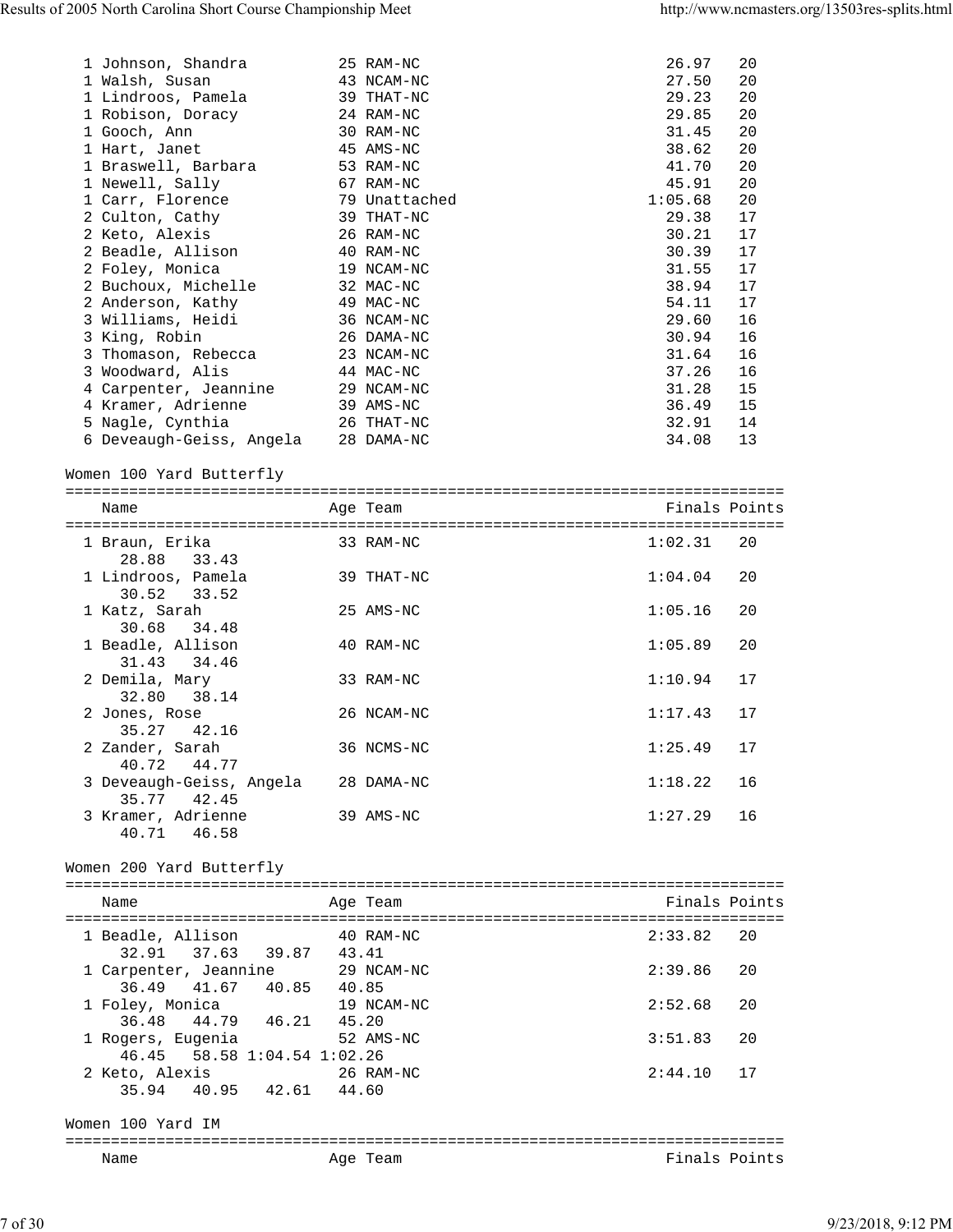| Name | Age | Team | Finals | Points |
|---|---|---|---|---|
| 1 Johnson, Shandra | 25 | RAM-NC | 26.97 | 20 |
| 1 Walsh, Susan | 43 | NCAM-NC | 27.50 | 20 |
| 1 Lindroos, Pamela | 39 | THAT-NC | 29.23 | 20 |
| 1 Robison, Doracy | 24 | RAM-NC | 29.85 | 20 |
| 1 Gooch, Ann | 30 | RAM-NC | 31.45 | 20 |
| 1 Hart, Janet | 45 | AMS-NC | 38.62 | 20 |
| 1 Braswell, Barbara | 53 | RAM-NC | 41.70 | 20 |
| 1 Newell, Sally | 67 | RAM-NC | 45.91 | 20 |
| 1 Carr, Florence | 79 | Unattached | 1:05.68 | 20 |
| 2 Culton, Cathy | 39 | THAT-NC | 29.38 | 17 |
| 2 Keto, Alexis | 26 | RAM-NC | 30.21 | 17 |
| 2 Beadle, Allison | 40 | RAM-NC | 30.39 | 17 |
| 2 Foley, Monica | 19 | NCAM-NC | 31.55 | 17 |
| 2 Buchoux, Michelle | 32 | MAC-NC | 38.94 | 17 |
| 2 Anderson, Kathy | 49 | MAC-NC | 54.11 | 17 |
| 3 Williams, Heidi | 36 | NCAM-NC | 29.60 | 16 |
| 3 King, Robin | 26 | DAMA-NC | 30.94 | 16 |
| 3 Thomason, Rebecca | 23 | NCAM-NC | 31.64 | 16 |
| 3 Woodward, Alis | 44 | MAC-NC | 37.26 | 16 |
| 4 Carpenter, Jeannine | 29 | NCAM-NC | 31.28 | 15 |
| 4 Kramer, Adrienne | 39 | AMS-NC | 36.49 | 15 |
| 5 Nagle, Cynthia | 26 | THAT-NC | 32.91 | 14 |
| 6 Deveaugh-Geiss, Angela | 28 | DAMA-NC | 34.08 | 13 |

## Women 100 Yard Butterfly

| Name | Age | Team | Finals | Points |
|---|---|---|---|---|
| 1 Braun, Erika | 33 | RAM-NC | 1:02.31 | 20 |
| 28.88 33.43 | | | | |
| 1 Lindroos, Pamela | 39 | THAT-NC | 1:04.04 | 20 |
| 30.52 33.52 | | | | |
| 1 Katz, Sarah | 25 | AMS-NC | 1:05.16 | 20 |
| 30.68 34.48 | | | | |
| 1 Beadle, Allison | 40 | RAM-NC | 1:05.89 | 20 |
| 31.43 34.46 | | | | |
| 2 Demila, Mary | 33 | RAM-NC | 1:10.94 | 17 |
| 32.80 38.14 | | | | |
| 2 Jones, Rose | 26 | NCAM-NC | 1:17.43 | 17 |
| 35.27 42.16 | | | | |
| 2 Zander, Sarah | 36 | NCMS-NC | 1:25.49 | 17 |
| 40.72 44.77 | | | | |
| 3 Deveaugh-Geiss, Angela | 28 | DAMA-NC | 1:18.22 | 16 |
| 35.77 42.45 | | | | |
| 3 Kramer, Adrienne | 39 | AMS-NC | 1:27.29 | 16 |
| 40.71 46.58 | | | | |

## Women 200 Yard Butterfly

| Name | Age | Team | Finals | Points |
|---|---|---|---|---|
| 1 Beadle, Allison | 40 | RAM-NC | 2:33.82 | 20 |
| 32.91 37.63 39.87 43.41 | | | | |
| 1 Carpenter, Jeannine | 29 | NCAM-NC | 2:39.86 | 20 |
| 36.49 41.67 40.85 40.85 | | | | |
| 1 Foley, Monica | 19 | NCAM-NC | 2:52.68 | 20 |
| 36.48 44.79 46.21 45.20 | | | | |
| 1 Rogers, Eugenia | 52 | AMS-NC | 3:51.83 | 20 |
| 46.45 58.58 1:04.54 1:02.26 | | | | |
| 2 Keto, Alexis | 26 | RAM-NC | 2:44.10 | 17 |
| 35.94 40.95 42.61 44.60 | | | | |

## Women 100 Yard IM

| Name | Age | Team | Finals | Points |
|---|---|---|---|---|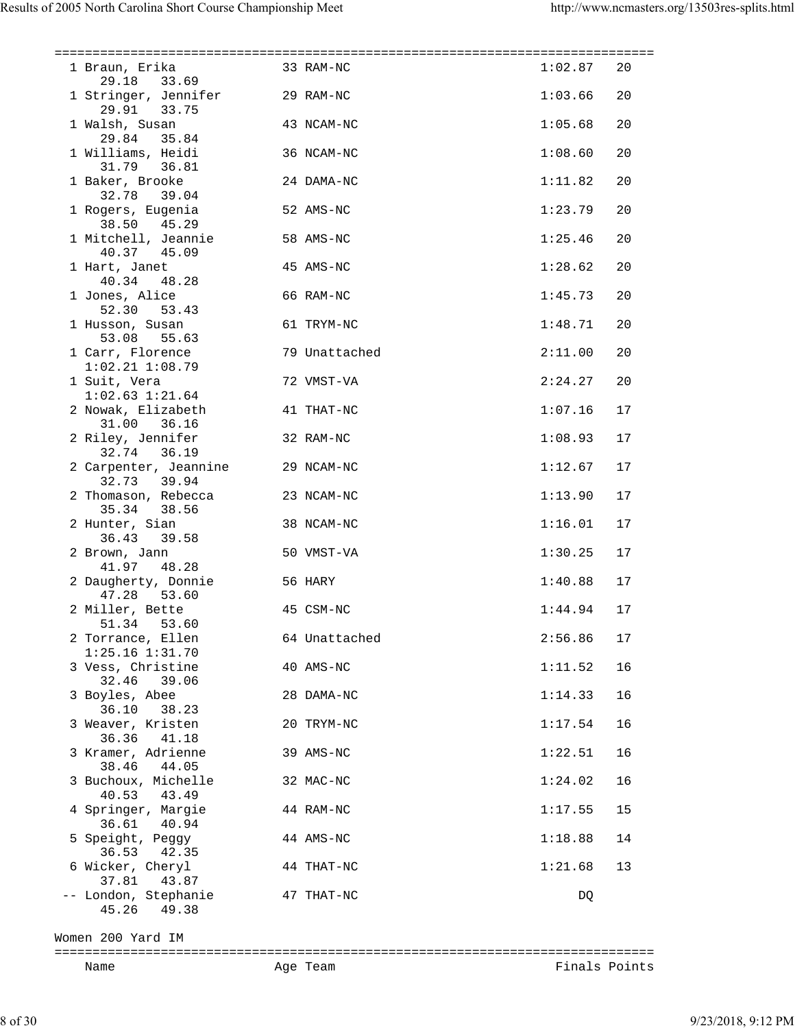```
===============================================================================
  1 Braun, Erika             33 RAM-NC                 1:02.87   20
      29.18   33.69
  1 Stringer, Jennifer       29 RAM-NC                 1:03.66   20
      29.91   33.75
  1 Walsh, Susan             43 NCAM-NC                1:05.68   20
      29.84   35.84
  1 Williams, Heidi          36 NCAM-NC                1:08.60   20
      31.79   36.81
  1 Baker, Brooke            24 DAMA-NC                1:11.82   20
      32.78   39.04
  1 Rogers, Eugenia          52 AMS-NC                 1:23.79   20
      38.50   45.29
  1 Mitchell, Jeannie        58 AMS-NC                 1:25.46   20
      40.37   45.09
  1 Hart, Janet              45 AMS-NC                 1:28.62   20
      40.34   48.28
  1 Jones, Alice             66 RAM-NC                 1:45.73   20
      52.30   53.43
  1 Husson, Susan            61 TRYM-NC                1:48.71   20
      53.08   55.63
  1 Carr, Florence           79 Unattached             2:11.00   20
    1:02.21 1:08.79
  1 Suit, Vera               72 VMST-VA                2:24.27   20
    1:02.63 1:21.64
  2 Nowak, Elizabeth         41 THAT-NC                1:07.16   17
      31.00   36.16
  2 Riley, Jennifer          32 RAM-NC                 1:08.93   17
      32.74   36.19
  2 Carpenter, Jeannine      29 NCAM-NC                1:12.67   17
      32.73   39.94
  2 Thomason, Rebecca        23 NCAM-NC                1:13.90   17
      35.34   38.56
  2 Hunter, Sian             38 NCAM-NC                1:16.01   17
      36.43   39.58
  2 Brown, Jann              50 VMST-VA                1:30.25   17
      41.97   48.28
  2 Daugherty, Donnie        56 HARY                   1:40.88   17
      47.28   53.60
  2 Miller, Bette            45 CSM-NC                 1:44.94   17
      51.34   53.60
  2 Torrance, Ellen          64 Unattached             2:56.86   17
    1:25.16 1:31.70
  3 Vess, Christine          40 AMS-NC                 1:11.52   16
      32.46   39.06
  3 Boyles, Abee             28 DAMA-NC                1:14.33   16
      36.10   38.23
  3 Weaver, Kristen          20 TRYM-NC                1:17.54   16
      36.36   41.18
  3 Kramer, Adrienne         39 AMS-NC                 1:22.51   16
      38.46   44.05
  3 Buchoux, Michelle        32 MAC-NC                 1:24.02   16
      40.53   43.49
  4 Springer, Margie         44 RAM-NC                 1:17.55   15
      36.61   40.94
  5 Speight, Peggy           44 AMS-NC                 1:18.88   14
      36.53   42.35
  6 Wicker, Cheryl           44 THAT-NC                1:21.68   13
      37.81   43.87
 -- London, Stephanie        47 THAT-NC                     DQ
      45.26   49.38

Women 200 Yard IM
===============================================================================
    Name                   Age Team                    Finals Points
```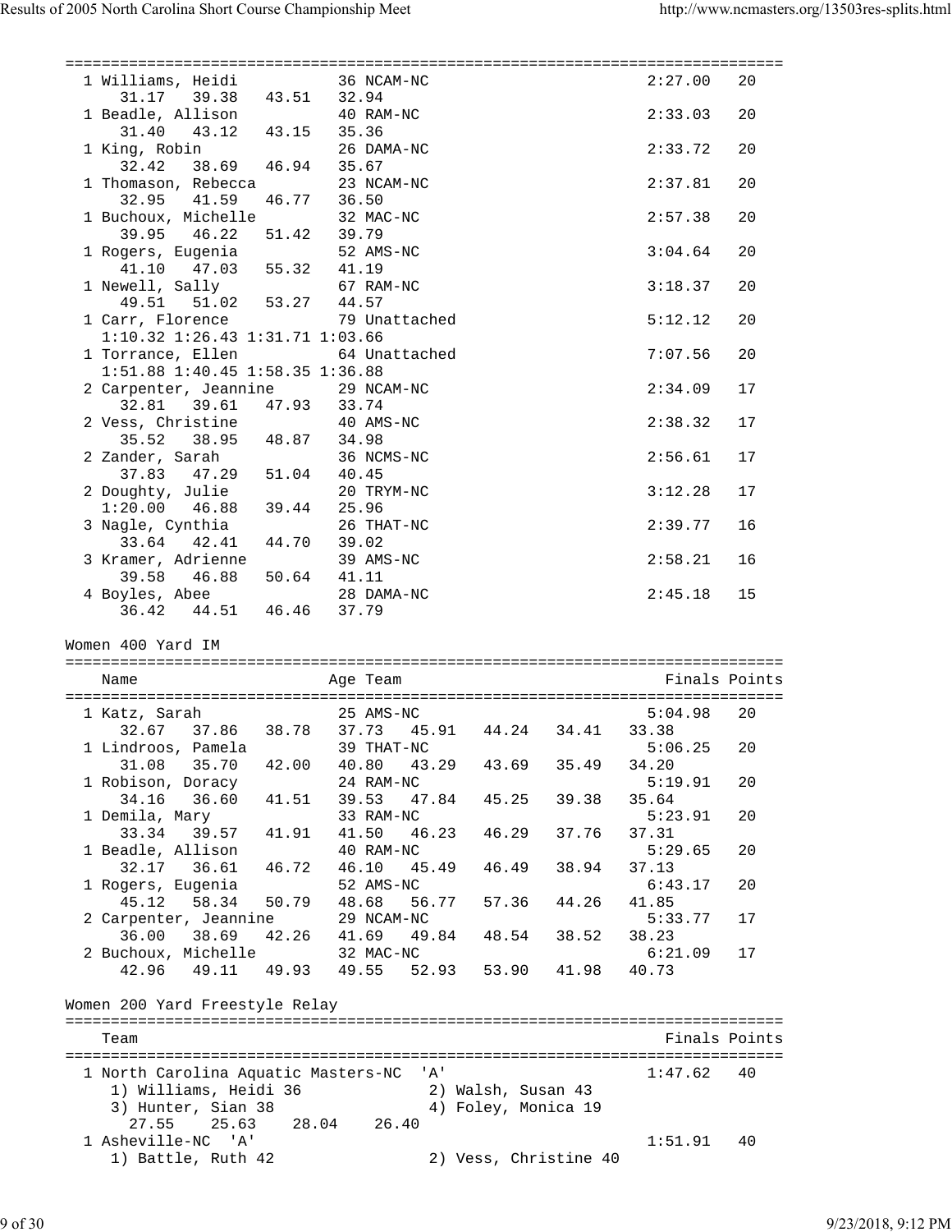```
===============================================================================
  1 Williams, Heidi           36 NCAM-NC                        2:27.00   20
     31.17   39.38   43.51   32.94
  1 Beadle, Allison           40 RAM-NC                         2:33.03   20
     31.40   43.12   43.15   35.36
  1 King, Robin               26 DAMA-NC                        2:33.72   20
     32.42   38.69   46.94   35.67
  1 Thomason, Rebecca         23 NCAM-NC                        2:37.81   20
     32.95   41.59   46.77   36.50
  1 Buchoux, Michelle         32 MAC-NC                         2:57.38   20
     39.95   46.22   51.42   39.79
  1 Rogers, Eugenia           52 AMS-NC                         3:04.64   20
     41.10   47.03   55.32   41.19
  1 Newell, Sally             67 RAM-NC                         3:18.37   20
     49.51   51.02   53.27   44.57
  1 Carr, Florence            79 Unattached                     5:12.12   20
   1:10.32 1:26.43 1:31.71 1:03.66
  1 Torrance, Ellen           64 Unattached                     7:07.56   20
   1:51.88 1:40.45 1:58.35 1:36.88
  2 Carpenter, Jeannine       29 NCAM-NC                        2:34.09   17
     32.81   39.61   47.93   33.74
  2 Vess, Christine           40 AMS-NC                         2:38.32   17
     35.52   38.95   48.87   34.98
  2 Zander, Sarah             36 NCMS-NC                        2:56.61   17
     37.83   47.29   51.04   40.45
  2 Doughty, Julie            20 TRYM-NC                        3:12.28   17
   1:20.00   46.88   39.44   25.96
  3 Nagle, Cynthia            26 THAT-NC                        2:39.77   16
     33.64   42.41   44.70   39.02
  3 Kramer, Adrienne          39 AMS-NC                         2:58.21   16
     39.58   46.88   50.64   41.11
  4 Boyles, Abee              28 DAMA-NC                        2:45.18   15
     36.42   44.51   46.46   37.79
```

Women 400 Yard IM

```
===============================================================================
    Name                    Age Team                            Finals Points
===============================================================================
  1 Katz, Sarah               25 AMS-NC                         5:04.98   20
     32.67   37.86   38.78   37.73   45.91   44.24   34.41   33.38
  1 Lindroos, Pamela          39 THAT-NC                        5:06.25   20
     31.08   35.70   42.00   40.80   43.29   43.69   35.49   34.20
  1 Robison, Doracy           24 RAM-NC                         5:19.91   20
     34.16   36.60   41.51   39.53   47.84   45.25   39.38   35.64
  1 Demila, Mary              33 RAM-NC                         5:23.91   20
     33.34   39.57   41.91   41.50   46.23   46.29   37.76   37.31
  1 Beadle, Allison           40 RAM-NC                         5:29.65   20
     32.17   36.61   46.72   46.10   45.49   46.49   38.94   37.13
  1 Rogers, Eugenia           52 AMS-NC                         6:43.17   20
     45.12   58.34   50.79   48.68   56.77   57.36   44.26   41.85
  2 Carpenter, Jeannine       29 NCAM-NC                        5:33.77   17
     36.00   38.69   42.26   41.69   49.84   48.54   38.52   38.23
  2 Buchoux, Michelle         32 MAC-NC                         6:21.09   17
     42.96   49.11   49.93   49.55   52.93   53.90   41.98   40.73
```

Women 200 Yard Freestyle Relay

```
===============================================================================
    Team                                                        Finals Points
===============================================================================
  1 North Carolina Aquatic Masters-NC  'A'                      1:47.62   40
     1) Williams, Heidi 36             2) Walsh, Susan 43
     3) Hunter, Sian 38                4) Foley, Monica 19
       27.55    25.63    28.04    26.40
  1 Asheville-NC  'A'                                           1:51.91   40
     1) Battle, Ruth 42                2) Vess, Christine 40
```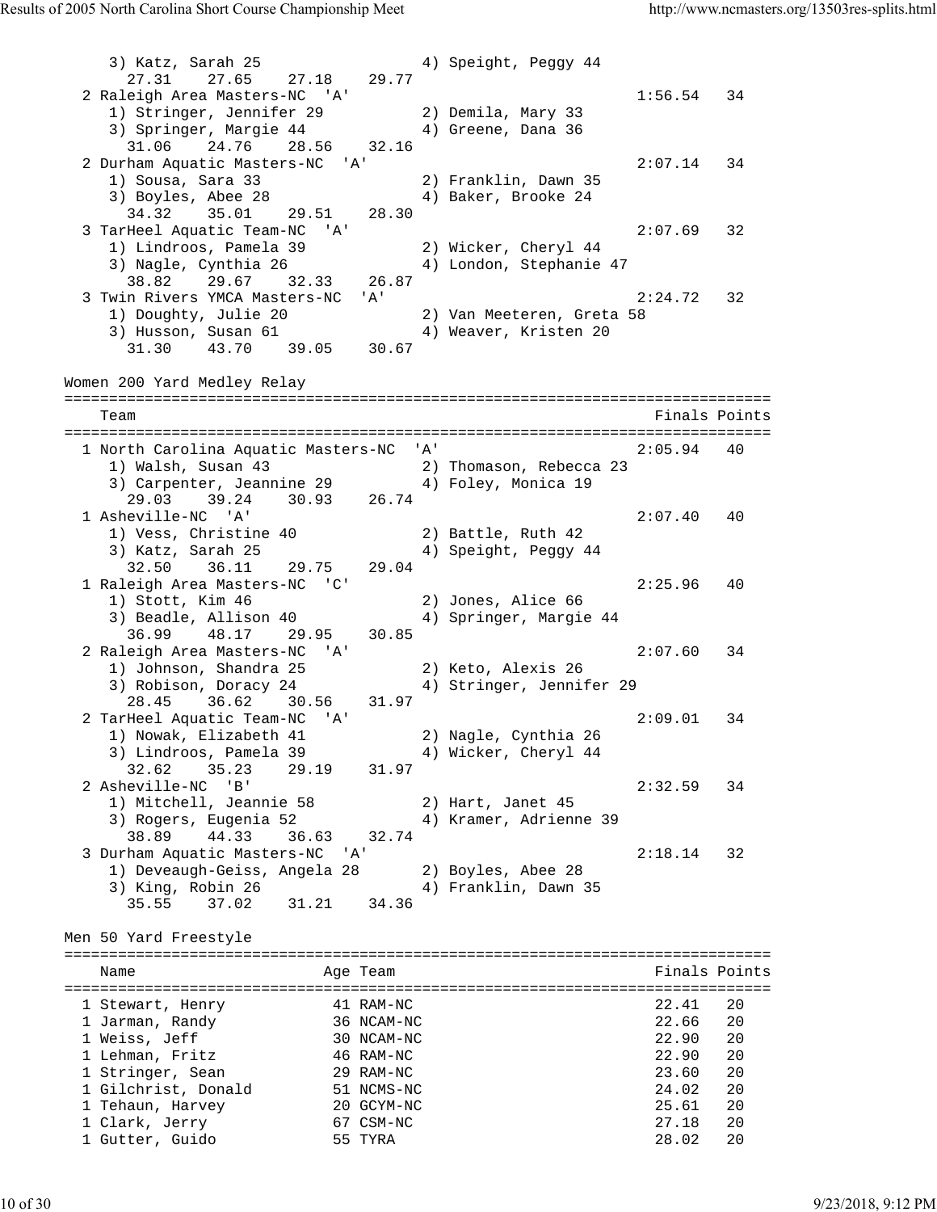```
    3) Katz, Sarah 25                 4) Speight, Peggy 44
      27.31    27.65    27.18    29.77
  2 Raleigh Area Masters-NC  'A'                              1:56.54   34
    1) Stringer, Jennifer 29          2) Demila, Mary 33
    3) Springer, Margie 44            4) Greene, Dana 36
      31.06    24.76    28.56    32.16
  2 Durham Aquatic Masters-NC  'A'                            2:07.14   34
    1) Sousa, Sara 33                 2) Franklin, Dawn 35
    3) Boyles, Abee 28                4) Baker, Brooke 24
      34.32    35.01    29.51    28.30
  3 TarHeel Aquatic Team-NC  'A'                              2:07.69   32
    1) Lindroos, Pamela 39            2) Wicker, Cheryl 44
    3) Nagle, Cynthia 26              4) London, Stephanie 47
      38.82    29.67    32.33    26.87
  3 Twin Rivers YMCA Masters-NC  'A'                          2:24.72   32
    1) Doughty, Julie 20              2) Van Meeteren, Greta 58
    3) Husson, Susan 61               4) Weaver, Kristen 20
      31.30    43.70    39.05    30.67

Women 200 Yard Medley Relay
===============================================================================
    Team                                                    Finals Points
===============================================================================
  1 North Carolina Aquatic Masters-NC  'A'                    2:05.94   40
    1) Walsh, Susan 43                2) Thomason, Rebecca 23
    3) Carpenter, Jeannine 29         4) Foley, Monica 19
      29.03    39.24    30.93    26.74
  1 Asheville-NC  'A'                                         2:07.40   40
    1) Vess, Christine 40             2) Battle, Ruth 42
    3) Katz, Sarah 25                 4) Speight, Peggy 44
      32.50    36.11    29.75    29.04
  1 Raleigh Area Masters-NC  'C'                              2:25.96   40
    1) Stott, Kim 46                  2) Jones, Alice 66
    3) Beadle, Allison 40             4) Springer, Margie 44
      36.99    48.17    29.95    30.85
  2 Raleigh Area Masters-NC  'A'                              2:07.60   34
    1) Johnson, Shandra 25            2) Keto, Alexis 26
    3) Robison, Doracy 24             4) Stringer, Jennifer 29
      28.45    36.62    30.56    31.97
  2 TarHeel Aquatic Team-NC  'A'                              2:09.01   34
    1) Nowak, Elizabeth 41            2) Nagle, Cynthia 26
    3) Lindroos, Pamela 39            4) Wicker, Cheryl 44
      32.62    35.23    29.19    31.97
  2 Asheville-NC  'B'                                         2:32.59   34
    1) Mitchell, Jeannie 58           2) Hart, Janet 45
    3) Rogers, Eugenia 52             4) Kramer, Adrienne 39
      38.89    44.33    36.63    32.74
  3 Durham Aquatic Masters-NC  'A'                            2:18.14   32
    1) Deveaugh-Geiss, Angela 28      2) Boyles, Abee 28
    3) King, Robin 26                 4) Franklin, Dawn 35
      35.55    37.02    31.21    34.36

Men 50 Yard Freestyle
===============================================================================
    Name                    Age Team                                Finals Points
===============================================================================
  1 Stewart, Henry           41 RAM-NC                               22.41   20
  1 Jarman, Randy            36 NCAM-NC                              22.66   20
  1 Weiss, Jeff              30 NCAM-NC                              22.90   20
  1 Lehman, Fritz            46 RAM-NC                               22.90   20
  1 Stringer, Sean           29 RAM-NC                               23.60   20
  1 Gilchrist, Donald        51 NCMS-NC                              24.02   20
  1 Tehaun, Harvey           20 GCYM-NC                              25.61   20
  1 Clark, Jerry             67 CSM-NC                               27.18   20
  1 Gutter, Guido            55 TYRA                                 28.02   20
```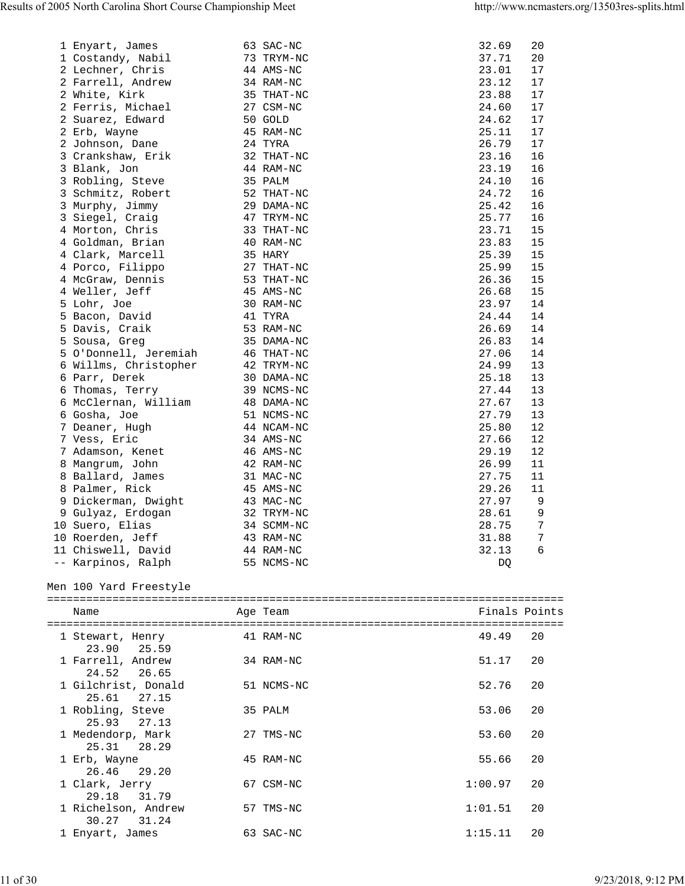| Place | Name | Age | Team | Finals | Points |
|---|---|---|---|---|---|
| 1 | Enyart, James | 63 | SAC-NC | 32.69 | 20 |
| 1 | Costandy, Nabil | 73 | TRYM-NC | 37.71 | 20 |
| 2 | Lechner, Chris | 44 | AMS-NC | 23.01 | 17 |
| 2 | Farrell, Andrew | 34 | RAM-NC | 23.12 | 17 |
| 2 | White, Kirk | 35 | THAT-NC | 23.88 | 17 |
| 2 | Ferris, Michael | 27 | CSM-NC | 24.60 | 17 |
| 2 | Suarez, Edward | 50 | GOLD | 24.62 | 17 |
| 2 | Erb, Wayne | 45 | RAM-NC | 25.11 | 17 |
| 2 | Johnson, Dane | 24 | TYRA | 26.79 | 17 |
| 3 | Crankshaw, Erik | 32 | THAT-NC | 23.16 | 16 |
| 3 | Blank, Jon | 44 | RAM-NC | 23.19 | 16 |
| 3 | Robling, Steve | 35 | PALM | 24.10 | 16 |
| 3 | Schmitz, Robert | 52 | THAT-NC | 24.72 | 16 |
| 3 | Murphy, Jimmy | 29 | DAMA-NC | 25.42 | 16 |
| 3 | Siegel, Craig | 47 | TRYM-NC | 25.77 | 16 |
| 4 | Morton, Chris | 33 | THAT-NC | 23.71 | 15 |
| 4 | Goldman, Brian | 40 | RAM-NC | 23.83 | 15 |
| 4 | Clark, Marcell | 35 | HARY | 25.39 | 15 |
| 4 | Porco, Filippo | 27 | THAT-NC | 25.99 | 15 |
| 4 | McGraw, Dennis | 53 | THAT-NC | 26.36 | 15 |
| 4 | Weller, Jeff | 45 | AMS-NC | 26.68 | 15 |
| 5 | Lohr, Joe | 30 | RAM-NC | 23.97 | 14 |
| 5 | Bacon, David | 41 | TYRA | 24.44 | 14 |
| 5 | Davis, Craik | 53 | RAM-NC | 26.69 | 14 |
| 5 | Sousa, Greg | 35 | DAMA-NC | 26.83 | 14 |
| 5 | O'Donnell, Jeremiah | 46 | THAT-NC | 27.06 | 14 |
| 6 | Willms, Christopher | 42 | TRYM-NC | 24.99 | 13 |
| 6 | Parr, Derek | 30 | DAMA-NC | 25.18 | 13 |
| 6 | Thomas, Terry | 39 | NCMS-NC | 27.44 | 13 |
| 6 | McClernan, William | 48 | DAMA-NC | 27.67 | 13 |
| 6 | Gosha, Joe | 51 | NCMS-NC | 27.79 | 13 |
| 7 | Deaner, Hugh | 44 | NCAM-NC | 25.80 | 12 |
| 7 | Vess, Eric | 34 | AMS-NC | 27.66 | 12 |
| 7 | Adamson, Kenet | 46 | AMS-NC | 29.19 | 12 |
| 8 | Mangrum, John | 42 | RAM-NC | 26.99 | 11 |
| 8 | Ballard, James | 31 | MAC-NC | 27.75 | 11 |
| 8 | Palmer, Rick | 45 | AMS-NC | 29.26 | 11 |
| 9 | Dickerman, Dwight | 43 | MAC-NC | 27.97 | 9 |
| 9 | Gulyaz, Erdogan | 32 | TRYM-NC | 28.61 | 9 |
| 10 | Suero, Elias | 34 | SCMM-NC | 28.75 | 7 |
| 10 | Roerden, Jeff | 43 | RAM-NC | 31.88 | 7 |
| 11 | Chiswell, David | 44 | RAM-NC | 32.13 | 6 |
| -- | Karpinos, Ralph | 55 | NCMS-NC | DQ | |

## Men 100 Yard Freestyle

| Place | Name | Age | Team | Finals | Points |
|---|---|---|---|---|---|
| 1 | Stewart, Henry | 41 | RAM-NC | 49.49 | 20 |
| | 23.90 25.59 | | | | |
| 1 | Farrell, Andrew | 34 | RAM-NC | 51.17 | 20 |
| | 24.52 26.65 | | | | |
| 1 | Gilchrist, Donald | 51 | NCMS-NC | 52.76 | 20 |
| | 25.61 27.15 | | | | |
| 1 | Robling, Steve | 35 | PALM | 53.06 | 20 |
| | 25.93 27.13 | | | | |
| 1 | Medendorp, Mark | 27 | TMS-NC | 53.60 | 20 |
| | 25.31 28.29 | | | | |
| 1 | Erb, Wayne | 45 | RAM-NC | 55.66 | 20 |
| | 26.46 29.20 | | | | |
| 1 | Clark, Jerry | 67 | CSM-NC | 1:00.97 | 20 |
| | 29.18 31.79 | | | | |
| 1 | Richelson, Andrew | 57 | TMS-NC | 1:01.51 | 20 |
| | 30.27 31.24 | | | | |
| 1 | Enyart, James | 63 | SAC-NC | 1:15.11 | 20 |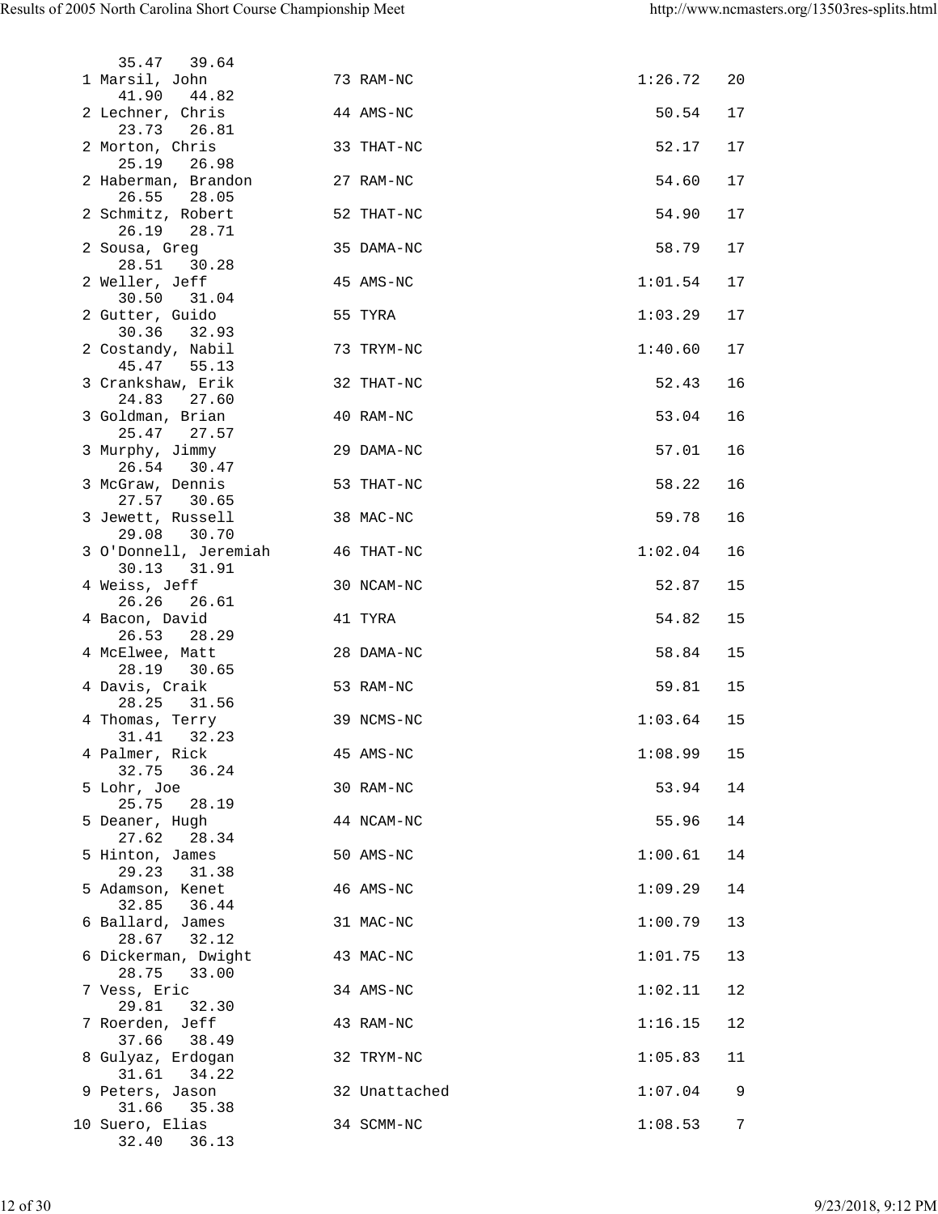```
  35.47   39.64
 1 Marsil, John            73 RAM-NC                      1:26.72   20
  41.90   44.82
 2 Lechner, Chris          44 AMS-NC                        50.54   17
  23.73   26.81
 2 Morton, Chris           33 THAT-NC                       52.17   17
  25.19   26.98
 2 Haberman, Brandon       27 RAM-NC                        54.60   17
  26.55   28.05
 2 Schmitz, Robert         52 THAT-NC                       54.90   17
  26.19   28.71
 2 Sousa, Greg             35 DAMA-NC                       58.79   17
  28.51   30.28
 2 Weller, Jeff            45 AMS-NC                      1:01.54   17
  30.50   31.04
 2 Gutter, Guido           55 TYRA                        1:03.29   17
  30.36   32.93
 2 Costandy, Nabil         73 TRYM-NC                     1:40.60   17
  45.47   55.13
 3 Crankshaw, Erik         32 THAT-NC                       52.43   16
  24.83   27.60
 3 Goldman, Brian          40 RAM-NC                        53.04   16
  25.47   27.57
 3 Murphy, Jimmy           29 DAMA-NC                       57.01   16
  26.54   30.47
 3 McGraw, Dennis          53 THAT-NC                       58.22   16
  27.57   30.65
 3 Jewett, Russell         38 MAC-NC                        59.78   16
  29.08   30.70
 3 O'Donnell, Jeremiah     46 THAT-NC                     1:02.04   16
  30.13   31.91
 4 Weiss, Jeff             30 NCAM-NC                       52.87   15
  26.26   26.61
 4 Bacon, David            41 TYRA                          54.82   15
  26.53   28.29
 4 McElwee, Matt           28 DAMA-NC                       58.84   15
  28.19   30.65
 4 Davis, Craik            53 RAM-NC                        59.81   15
  28.25   31.56
 4 Thomas, Terry           39 NCMS-NC                     1:03.64   15
  31.41   32.23
 4 Palmer, Rick            45 AMS-NC                      1:08.99   15
  32.75   36.24
 5 Lohr, Joe               30 RAM-NC                        53.94   14
  25.75   28.19
 5 Deaner, Hugh            44 NCAM-NC                       55.96   14
  27.62   28.34
 5 Hinton, James           50 AMS-NC                      1:00.61   14
  29.23   31.38
 5 Adamson, Kenet          46 AMS-NC                      1:09.29   14
  32.85   36.44
 6 Ballard, James          31 MAC-NC                      1:00.79   13
  28.67   32.12
 6 Dickerman, Dwight       43 MAC-NC                      1:01.75   13
  28.75   33.00
 7 Vess, Eric              34 AMS-NC                      1:02.11   12
  29.81   32.30
 7 Roerden, Jeff           43 RAM-NC                      1:16.15   12
  37.66   38.49
 8 Gulyaz, Erdogan         32 TRYM-NC                     1:05.83   11
  31.61   34.22
 9 Peters, Jason           32 Unattached                  1:07.04    9
  31.66   35.38
10 Suero, Elias            34 SCMM-NC                     1:08.53    7
  32.40   36.13
```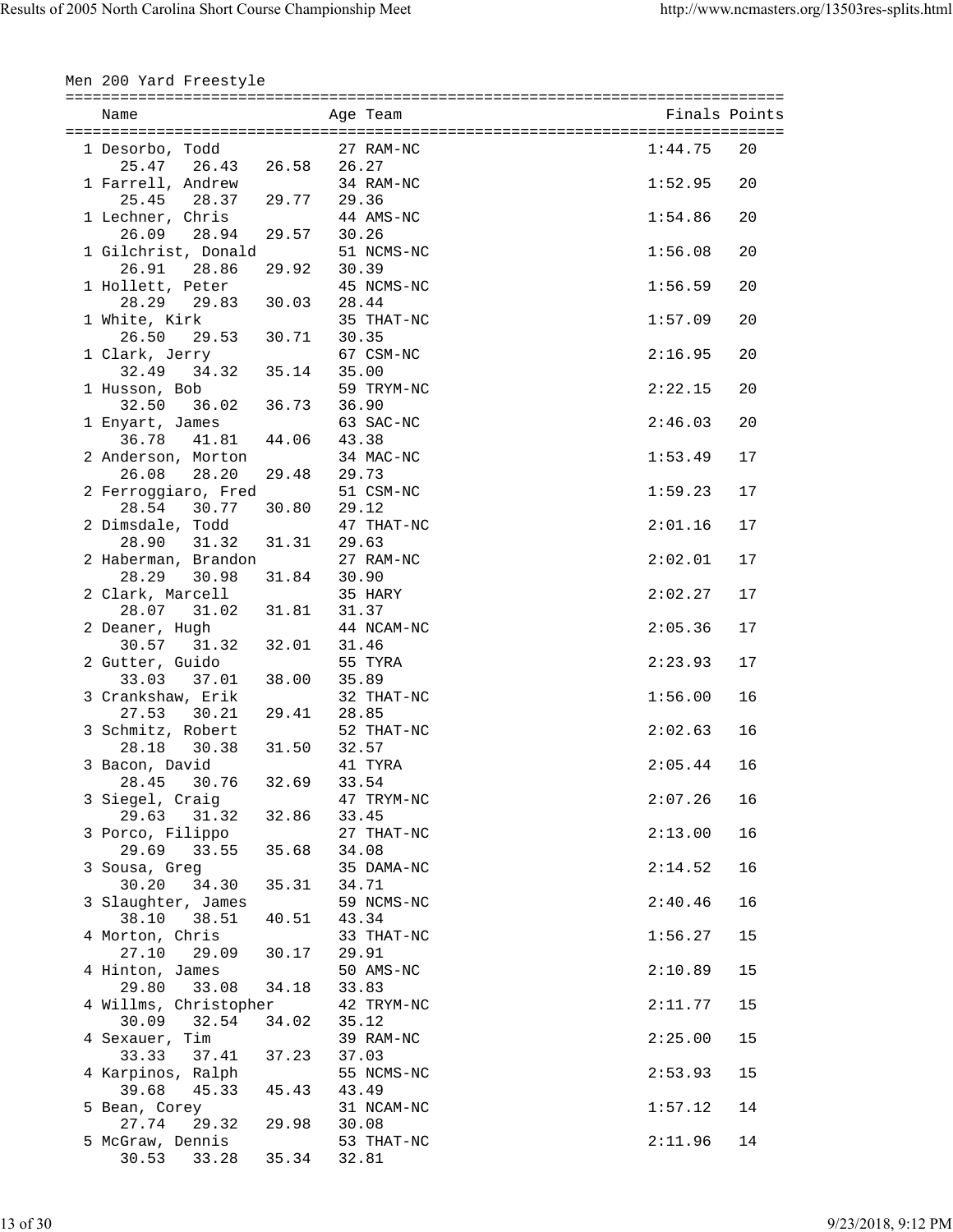Men 200 Yard Freestyle

| Place | Name | Age | Team | Finals | Points |
|---|---|---|---|---|---|
| 1 | Desorbo, Todd | 27 | RAM-NC | 1:44.75 | 20 |
| | 25.47 26.43 26.58 26.27 | | | | |
| 1 | Farrell, Andrew | 34 | RAM-NC | 1:52.95 | 20 |
| | 25.45 28.37 29.77 29.36 | | | | |
| 1 | Lechner, Chris | 44 | AMS-NC | 1:54.86 | 20 |
| | 26.09 28.94 29.57 30.26 | | | | |
| 1 | Gilchrist, Donald | 51 | NCMS-NC | 1:56.08 | 20 |
| | 26.91 28.86 29.92 30.39 | | | | |
| 1 | Hollett, Peter | 45 | NCMS-NC | 1:56.59 | 20 |
| | 28.29 29.83 30.03 28.44 | | | | |
| 1 | White, Kirk | 35 | THAT-NC | 1:57.09 | 20 |
| | 26.50 29.53 30.71 30.35 | | | | |
| 1 | Clark, Jerry | 67 | CSM-NC | 2:16.95 | 20 |
| | 32.49 34.32 35.14 35.00 | | | | |
| 1 | Husson, Bob | 59 | TRYM-NC | 2:22.15 | 20 |
| | 32.50 36.02 36.73 36.90 | | | | |
| 1 | Enyart, James | 63 | SAC-NC | 2:46.03 | 20 |
| | 36.78 41.81 44.06 43.38 | | | | |
| 2 | Anderson, Morton | 34 | MAC-NC | 1:53.49 | 17 |
| | 26.08 28.20 29.48 29.73 | | | | |
| 2 | Ferroggiaro, Fred | 51 | CSM-NC | 1:59.23 | 17 |
| | 28.54 30.77 30.80 29.12 | | | | |
| 2 | Dimsdale, Todd | 47 | THAT-NC | 2:01.16 | 17 |
| | 28.90 31.32 31.31 29.63 | | | | |
| 2 | Haberman, Brandon | 27 | RAM-NC | 2:02.01 | 17 |
| | 28.29 30.98 31.84 30.90 | | | | |
| 2 | Clark, Marcell | 35 | HARY | 2:02.27 | 17 |
| | 28.07 31.02 31.81 31.37 | | | | |
| 2 | Deaner, Hugh | 44 | NCAM-NC | 2:05.36 | 17 |
| | 30.57 31.32 32.01 31.46 | | | | |
| 2 | Gutter, Guido | 55 | TYRA | 2:23.93 | 17 |
| | 33.03 37.01 38.00 35.89 | | | | |
| 3 | Crankshaw, Erik | 32 | THAT-NC | 1:56.00 | 16 |
| | 27.53 30.21 29.41 28.85 | | | | |
| 3 | Schmitz, Robert | 52 | THAT-NC | 2:02.63 | 16 |
| | 28.18 30.38 31.50 32.57 | | | | |
| 3 | Bacon, David | 41 | TYRA | 2:05.44 | 16 |
| | 28.45 30.76 32.69 33.54 | | | | |
| 3 | Siegel, Craig | 47 | TRYM-NC | 2:07.26 | 16 |
| | 29.63 31.32 32.86 33.45 | | | | |
| 3 | Porco, Filippo | 27 | THAT-NC | 2:13.00 | 16 |
| | 29.69 33.55 35.68 34.08 | | | | |
| 3 | Sousa, Greg | 35 | DAMA-NC | 2:14.52 | 16 |
| | 30.20 34.30 35.31 34.71 | | | | |
| 3 | Slaughter, James | 59 | NCMS-NC | 2:40.46 | 16 |
| | 38.10 38.51 40.51 43.34 | | | | |
| 4 | Morton, Chris | 33 | THAT-NC | 1:56.27 | 15 |
| | 27.10 29.09 30.17 29.91 | | | | |
| 4 | Hinton, James | 50 | AMS-NC | 2:10.89 | 15 |
| | 29.80 33.08 34.18 33.83 | | | | |
| 4 | Willms, Christopher | 42 | TRYM-NC | 2:11.77 | 15 |
| | 30.09 32.54 34.02 35.12 | | | | |
| 4 | Sexauer, Tim | 39 | RAM-NC | 2:25.00 | 15 |
| | 33.33 37.41 37.23 37.03 | | | | |
| 4 | Karpinos, Ralph | 55 | NCMS-NC | 2:53.93 | 15 |
| | 39.68 45.33 45.43 43.49 | | | | |
| 5 | Bean, Corey | 31 | NCAM-NC | 1:57.12 | 14 |
| | 27.74 29.32 29.98 30.08 | | | | |
| 5 | McGraw, Dennis | 53 | THAT-NC | 2:11.96 | 14 |
| | 30.53 33.28 35.34 32.81 | | | | |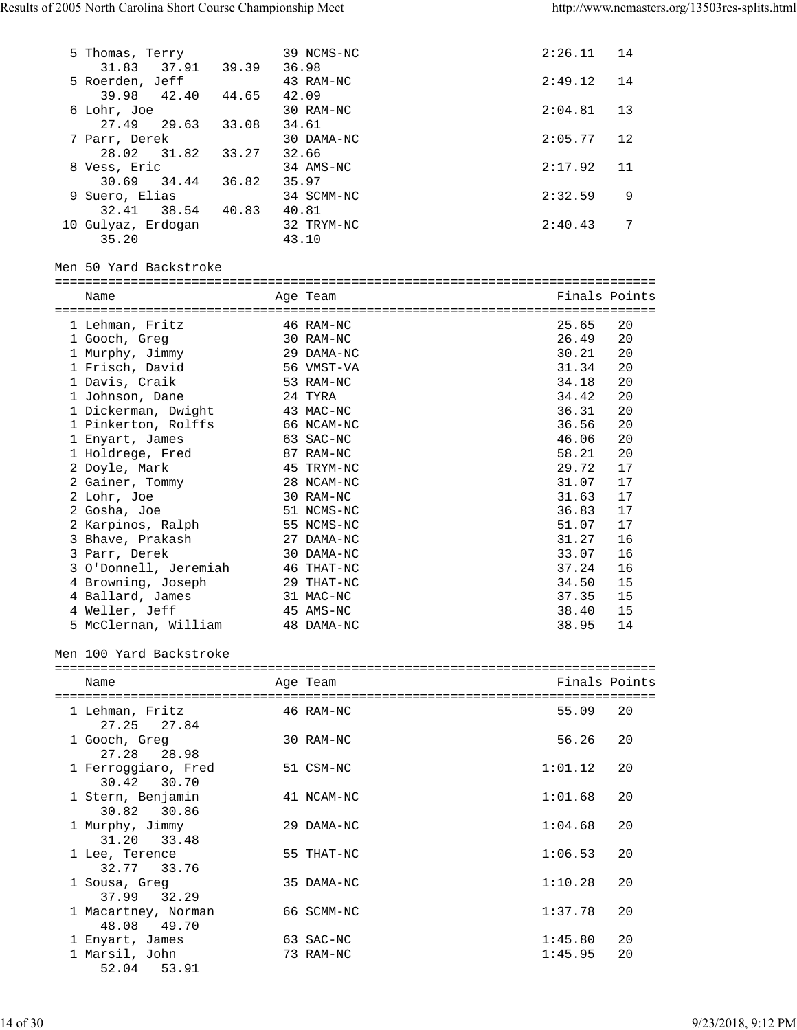```
  5 Thomas, Terry             39 NCMS-NC                      2:26.11   14
     31.83   37.91   39.39   36.98
  5 Roerden, Jeff             43 RAM-NC                       2:49.12   14
     39.98   42.40   44.65   42.09
  6 Lohr, Joe                 30 RAM-NC                       2:04.81   13
     27.49   29.63   33.08   34.61
  7 Parr, Derek               30 DAMA-NC                      2:05.77   12
     28.02   31.82   33.27   32.66
  8 Vess, Eric                34 AMS-NC                       2:17.92   11
     30.69   34.44   36.82   35.97
  9 Suero, Elias              34 SCMM-NC                      2:32.59    9
     32.41   38.54   40.83   40.81
 10 Gulyaz, Erdogan           32 TRYM-NC                      2:40.43    7
     35.20                   43.10
```

Men 50 Yard Backstroke

```
===============================================================================
    Name                    Age Team                            Finals Points
===============================================================================
  1 Lehman, Fritz             46 RAM-NC                         25.65   20
  1 Gooch, Greg               30 RAM-NC                         26.49   20
  1 Murphy, Jimmy             29 DAMA-NC                        30.21   20
  1 Frisch, David             56 VMST-VA                        31.34   20
  1 Davis, Craik              53 RAM-NC                         34.18   20
  1 Johnson, Dane             24 TYRA                           34.42   20
  1 Dickerman, Dwight         43 MAC-NC                         36.31   20
  1 Pinkerton, Rolffs         66 NCAM-NC                        36.56   20
  1 Enyart, James             63 SAC-NC                         46.06   20
  1 Holdrege, Fred            87 RAM-NC                         58.21   20
  2 Doyle, Mark               45 TRYM-NC                        29.72   17
  2 Gainer, Tommy             28 NCAM-NC                        31.07   17
  2 Lohr, Joe                 30 RAM-NC                         31.63   17
  2 Gosha, Joe                51 NCMS-NC                        36.83   17
  2 Karpinos, Ralph           55 NCMS-NC                        51.07   17
  3 Bhave, Prakash            27 DAMA-NC                        31.27   16
  3 Parr, Derek               30 DAMA-NC                        33.07   16
  3 O'Donnell, Jeremiah       46 THAT-NC                        37.24   16
  4 Browning, Joseph          29 THAT-NC                        34.50   15
  4 Ballard, James            31 MAC-NC                         37.35   15
  4 Weller, Jeff              45 AMS-NC                         38.40   15
  5 McClernan, William        48 DAMA-NC                        38.95   14
```

Men 100 Yard Backstroke

```
===============================================================================
    Name                    Age Team                            Finals Points
===============================================================================
  1 Lehman, Fritz             46 RAM-NC                         55.09   20
     27.25   27.84
  1 Gooch, Greg               30 RAM-NC                         56.26   20
     27.28   28.98
  1 Ferroggiaro, Fred         51 CSM-NC                       1:01.12   20
     30.42   30.70
  1 Stern, Benjamin           41 NCAM-NC                      1:01.68   20
     30.82   30.86
  1 Murphy, Jimmy             29 DAMA-NC                      1:04.68   20
     31.20   33.48
  1 Lee, Terence              55 THAT-NC                      1:06.53   20
     32.77   33.76
  1 Sousa, Greg               35 DAMA-NC                      1:10.28   20
     37.99   32.29
  1 Macartney, Norman         66 SCMM-NC                      1:37.78   20
     48.08   49.70
  1 Enyart, James             63 SAC-NC                       1:45.80   20
  1 Marsil, John              73 RAM-NC                       1:45.95   20
     52.04   53.91
```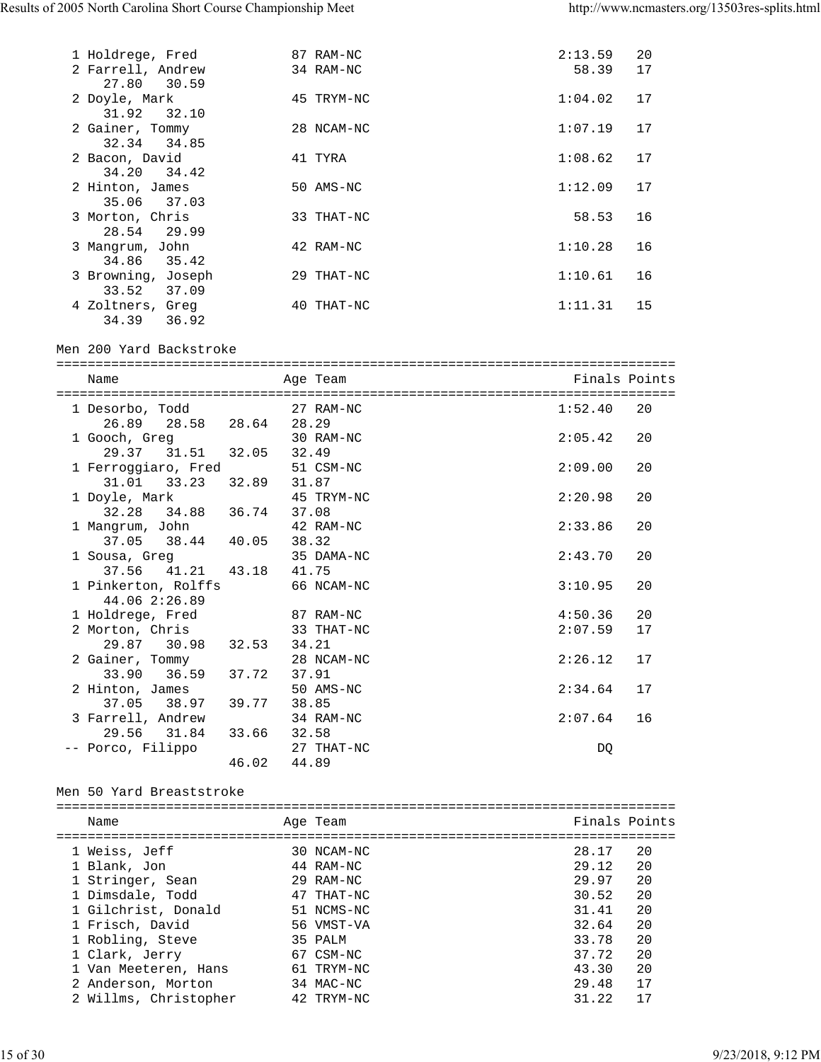```
  1 Holdrege, Fred           87 RAM-NC                        2:13.59   20
  2 Farrell, Andrew          34 RAM-NC                          58.39   17
     27.80   30.59
  2 Doyle, Mark              45 TRYM-NC                       1:04.02   17
     31.92   32.10
  2 Gainer, Tommy            28 NCAM-NC                       1:07.19   17
     32.34   34.85
  2 Bacon, David             41 TYRA                          1:08.62   17
     34.20   34.42
  2 Hinton, James            50 AMS-NC                        1:12.09   17
     35.06   37.03
  3 Morton, Chris            33 THAT-NC                         58.53   16
     28.54   29.99
  3 Mangrum, John            42 RAM-NC                        1:10.28   16
     34.86   35.42
  3 Browning, Joseph         29 THAT-NC                       1:10.61   16
     33.52   37.09
  4 Zoltners, Greg           40 THAT-NC                       1:11.31   15
     34.39   36.92
```

Men 200 Yard Backstroke

```
===============================================================================
    Name                    Age Team                            Finals Points
===============================================================================
  1 Desorbo, Todd            27 RAM-NC                        1:52.40   20
     26.89   28.58   28.64   28.29
  1 Gooch, Greg              30 RAM-NC                        2:05.42   20
     29.37   31.51   32.05   32.49
  1 Ferroggiaro, Fred        51 CSM-NC                        2:09.00   20
     31.01   33.23   32.89   31.87
  1 Doyle, Mark              45 TRYM-NC                       2:20.98   20
     32.28   34.88   36.74   37.08
  1 Mangrum, John            42 RAM-NC                        2:33.86   20
     37.05   38.44   40.05   38.32
  1 Sousa, Greg              35 DAMA-NC                       2:43.70   20
     37.56   41.21   43.18   41.75
  1 Pinkerton, Rolffs        66 NCAM-NC                       3:10.95   20
     44.06 2:26.89
  1 Holdrege, Fred           87 RAM-NC                        4:50.36   20
  2 Morton, Chris            33 THAT-NC                       2:07.59   17
     29.87   30.98   32.53   34.21
  2 Gainer, Tommy            28 NCAM-NC                       2:26.12   17
     33.90   36.59   37.72   37.91
  2 Hinton, James            50 AMS-NC                        2:34.64   17
     37.05   38.97   39.77   38.85
  3 Farrell, Andrew          34 RAM-NC                        2:07.64   16
     29.56   31.84   33.66   32.58
 -- Porco, Filippo           27 THAT-NC                            DQ
                     46.02   44.89
```

Men 50 Yard Breaststroke

```
===============================================================================
    Name                    Age Team                            Finals Points
===============================================================================
  1 Weiss, Jeff              30 NCAM-NC                         28.17   20
  1 Blank, Jon               44 RAM-NC                          29.12   20
  1 Stringer, Sean           29 RAM-NC                          29.97   20
  1 Dimsdale, Todd           47 THAT-NC                         30.52   20
  1 Gilchrist, Donald        51 NCMS-NC                         31.41   20
  1 Frisch, David            56 VMST-VA                         32.64   20
  1 Robling, Steve           35 PALM                            33.78   20
  1 Clark, Jerry             67 CSM-NC                          37.72   20
  1 Van Meeteren, Hans       61 TRYM-NC                         43.30   20
  2 Anderson, Morton         34 MAC-NC                          29.48   17
  2 Willms, Christopher      42 TRYM-NC                         31.22   17
```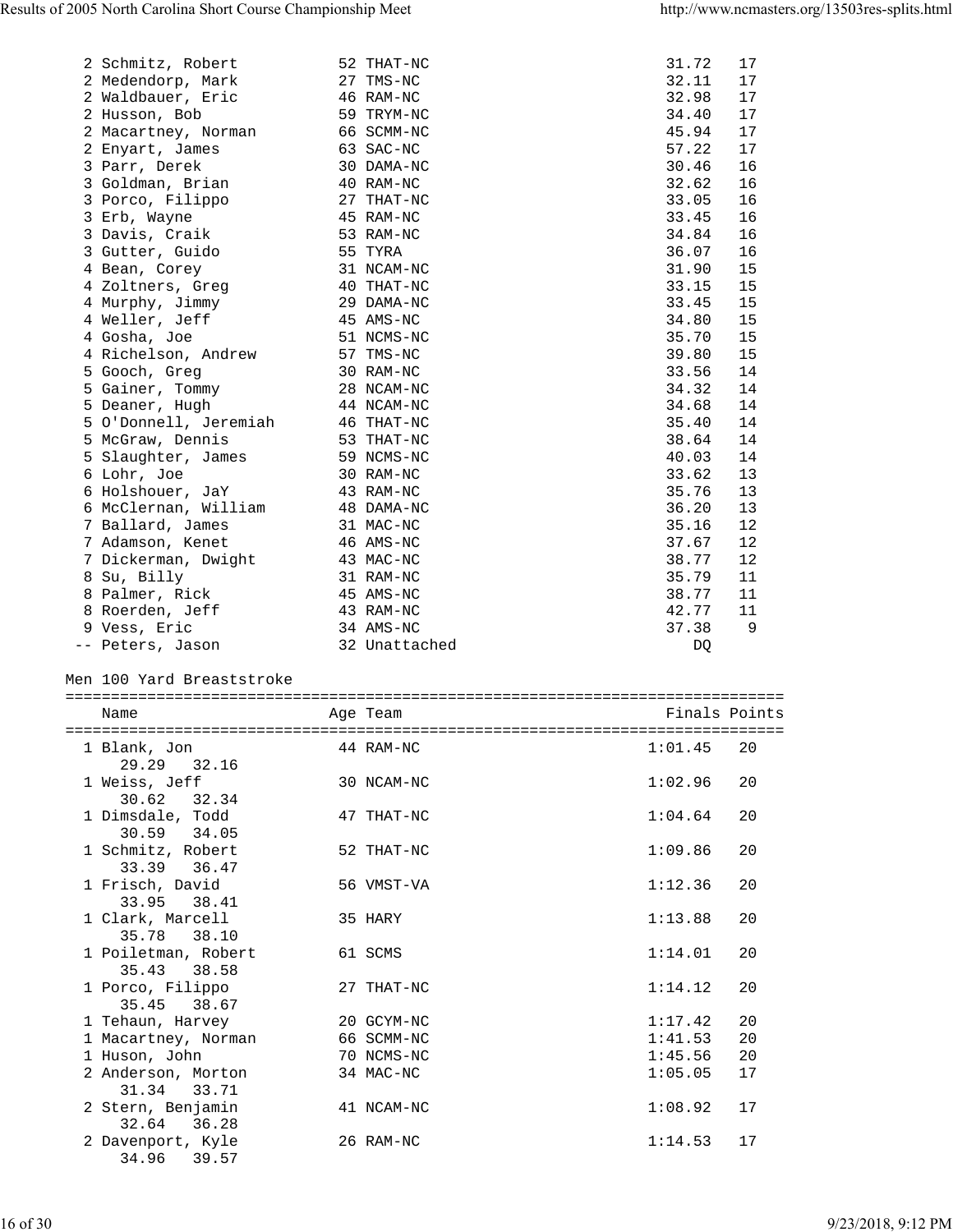| Name | Age | Team | Finals | Points |
|---|---|---|---|---|
| 2 Schmitz, Robert | 52 | THAT-NC | 31.72 | 17 |
| 2 Medendorp, Mark | 27 | TMS-NC | 32.11 | 17 |
| 2 Waldbauer, Eric | 46 | RAM-NC | 32.98 | 17 |
| 2 Husson, Bob | 59 | TRYM-NC | 34.40 | 17 |
| 2 Macartney, Norman | 66 | SCMM-NC | 45.94 | 17 |
| 2 Enyart, James | 63 | SAC-NC | 57.22 | 17 |
| 3 Parr, Derek | 30 | DAMA-NC | 30.46 | 16 |
| 3 Goldman, Brian | 40 | RAM-NC | 32.62 | 16 |
| 3 Porco, Filippo | 27 | THAT-NC | 33.05 | 16 |
| 3 Erb, Wayne | 45 | RAM-NC | 33.45 | 16 |
| 3 Davis, Craik | 53 | RAM-NC | 34.84 | 16 |
| 3 Gutter, Guido | 55 | TYRA | 36.07 | 16 |
| 4 Bean, Corey | 31 | NCAM-NC | 31.90 | 15 |
| 4 Zoltners, Greg | 40 | THAT-NC | 33.15 | 15 |
| 4 Murphy, Jimmy | 29 | DAMA-NC | 33.45 | 15 |
| 4 Weller, Jeff | 45 | AMS-NC | 34.80 | 15 |
| 4 Gosha, Joe | 51 | NCMS-NC | 35.70 | 15 |
| 4 Richelson, Andrew | 57 | TMS-NC | 39.80 | 15 |
| 5 Gooch, Greg | 30 | RAM-NC | 33.56 | 14 |
| 5 Gainer, Tommy | 28 | NCAM-NC | 34.32 | 14 |
| 5 Deaner, Hugh | 44 | NCAM-NC | 34.68 | 14 |
| 5 O'Donnell, Jeremiah | 46 | THAT-NC | 35.40 | 14 |
| 5 McGraw, Dennis | 53 | THAT-NC | 38.64 | 14 |
| 5 Slaughter, James | 59 | NCMS-NC | 40.03 | 14 |
| 6 Lohr, Joe | 30 | RAM-NC | 33.62 | 13 |
| 6 Holshouer, JaY | 43 | RAM-NC | 35.76 | 13 |
| 6 McClernan, William | 48 | DAMA-NC | 36.20 | 13 |
| 7 Ballard, James | 31 | MAC-NC | 35.16 | 12 |
| 7 Adamson, Kenet | 46 | AMS-NC | 37.67 | 12 |
| 7 Dickerman, Dwight | 43 | MAC-NC | 38.77 | 12 |
| 8 Su, Billy | 31 | RAM-NC | 35.79 | 11 |
| 8 Palmer, Rick | 45 | AMS-NC | 38.77 | 11 |
| 8 Roerden, Jeff | 43 | RAM-NC | 42.77 | 11 |
| 9 Vess, Eric | 34 | AMS-NC | 37.38 | 9 |
| -- Peters, Jason | 32 | Unattached | DQ | |

Men 100 Yard Breaststroke

| Name | Age | Team | Finals | Points |
|---|---|---|---|---|
| 1 Blank, Jon | 44 | RAM-NC | 1:01.45 | 20 |
| 29.29 32.16 | | | | |
| 1 Weiss, Jeff | 30 | NCAM-NC | 1:02.96 | 20 |
| 30.62 32.34 | | | | |
| 1 Dimsdale, Todd | 47 | THAT-NC | 1:04.64 | 20 |
| 30.59 34.05 | | | | |
| 1 Schmitz, Robert | 52 | THAT-NC | 1:09.86 | 20 |
| 33.39 36.47 | | | | |
| 1 Frisch, David | 56 | VMST-VA | 1:12.36 | 20 |
| 33.95 38.41 | | | | |
| 1 Clark, Marcell | 35 | HARY | 1:13.88 | 20 |
| 35.78 38.10 | | | | |
| 1 Poiletman, Robert | 61 | SCMS | 1:14.01 | 20 |
| 35.43 38.58 | | | | |
| 1 Porco, Filippo | 27 | THAT-NC | 1:14.12 | 20 |
| 35.45 38.67 | | | | |
| 1 Tehaun, Harvey | 20 | GCYM-NC | 1:17.42 | 20 |
| 1 Macartney, Norman | 66 | SCMM-NC | 1:41.53 | 20 |
| 1 Huson, John | 70 | NCMS-NC | 1:45.56 | 20 |
| 2 Anderson, Morton | 34 | MAC-NC | 1:05.05 | 17 |
| 31.34 33.71 | | | | |
| 2 Stern, Benjamin | 41 | NCAM-NC | 1:08.92 | 17 |
| 32.64 36.28 | | | | |
| 2 Davenport, Kyle | 26 | RAM-NC | 1:14.53 | 17 |
| 34.96 39.57 | | | | |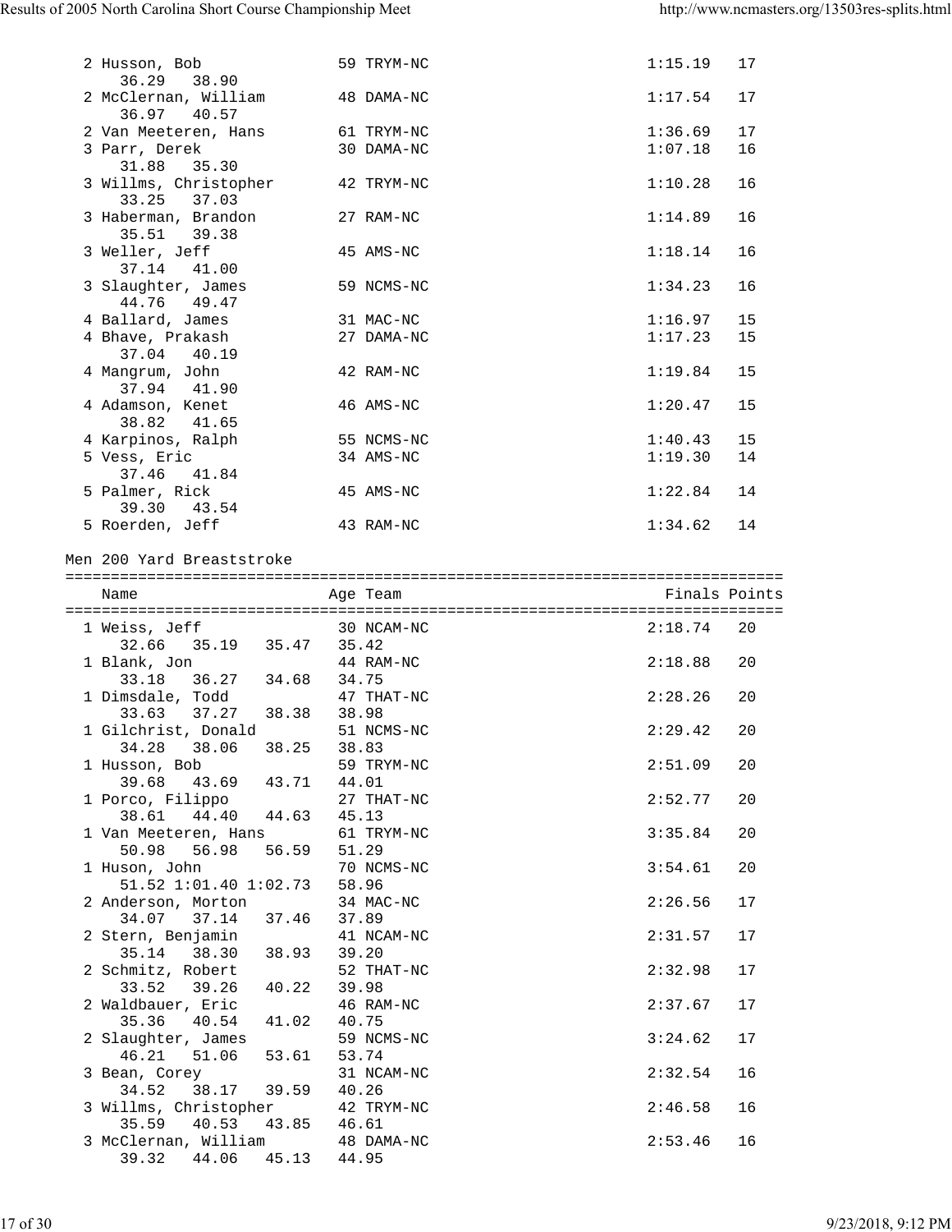```
  2 Husson, Bob              59 TRYM-NC                        1:15.19   17
     36.29   38.90
  2 McClernan, William       48 DAMA-NC                        1:17.54   17
     36.97   40.57
  2 Van Meeteren, Hans       61 TRYM-NC                        1:36.69   17
  3 Parr, Derek              30 DAMA-NC                        1:07.18   16
     31.88   35.30
  3 Willms, Christopher      42 TRYM-NC                        1:10.28   16
     33.25   37.03
  3 Haberman, Brandon        27 RAM-NC                         1:14.89   16
     35.51   39.38
  3 Weller, Jeff             45 AMS-NC                         1:18.14   16
     37.14   41.00
  3 Slaughter, James         59 NCMS-NC                        1:34.23   16
     44.76   49.47
  4 Ballard, James           31 MAC-NC                         1:16.97   15
  4 Bhave, Prakash           27 DAMA-NC                        1:17.23   15
     37.04   40.19
  4 Mangrum, John            42 RAM-NC                         1:19.84   15
     37.94   41.90
  4 Adamson, Kenet           46 AMS-NC                         1:20.47   15
     38.82   41.65
  4 Karpinos, Ralph          55 NCMS-NC                        1:40.43   15
  5 Vess, Eric               34 AMS-NC                         1:19.30   14
     37.46   41.84
  5 Palmer, Rick             45 AMS-NC                         1:22.84   14
     39.30   43.54
  5 Roerden, Jeff            43 RAM-NC                         1:34.62   14
```

Men 200 Yard Breaststroke

```
===============================================================================
    Name                    Age Team                              Finals Points
===============================================================================
  1 Weiss, Jeff              30 NCAM-NC                        2:18.74   20
     32.66   35.19   35.47   35.42
  1 Blank, Jon               44 RAM-NC                         2:18.88   20
     33.18   36.27   34.68   34.75
  1 Dimsdale, Todd           47 THAT-NC                        2:28.26   20
     33.63   37.27   38.38   38.98
  1 Gilchrist, Donald        51 NCMS-NC                        2:29.42   20
     34.28   38.06   38.25   38.83
  1 Husson, Bob              59 TRYM-NC                        2:51.09   20
     39.68   43.69   43.71   44.01
  1 Porco, Filippo           27 THAT-NC                        2:52.77   20
     38.61   44.40   44.63   45.13
  1 Van Meeteren, Hans       61 TRYM-NC                        3:35.84   20
     50.98   56.98   56.59   51.29
  1 Huson, John              70 NCMS-NC                        3:54.61   20
     51.52 1:01.40 1:02.73   58.96
  2 Anderson, Morton         34 MAC-NC                         2:26.56   17
     34.07   37.14   37.46   37.89
  2 Stern, Benjamin          41 NCAM-NC                        2:31.57   17
     35.14   38.30   38.93   39.20
  2 Schmitz, Robert          52 THAT-NC                        2:32.98   17
     33.52   39.26   40.22   39.98
  2 Waldbauer, Eric          46 RAM-NC                         2:37.67   17
     35.36   40.54   41.02   40.75
  2 Slaughter, James         59 NCMS-NC                        3:24.62   17
     46.21   51.06   53.61   53.74
  3 Bean, Corey              31 NCAM-NC                        2:32.54   16
     34.52   38.17   39.59   40.26
  3 Willms, Christopher      42 TRYM-NC                        2:46.58   16
     35.59   40.53   43.85   46.61
  3 McClernan, William       48 DAMA-NC                        2:53.46   16
     39.32   44.06   45.13   44.95
```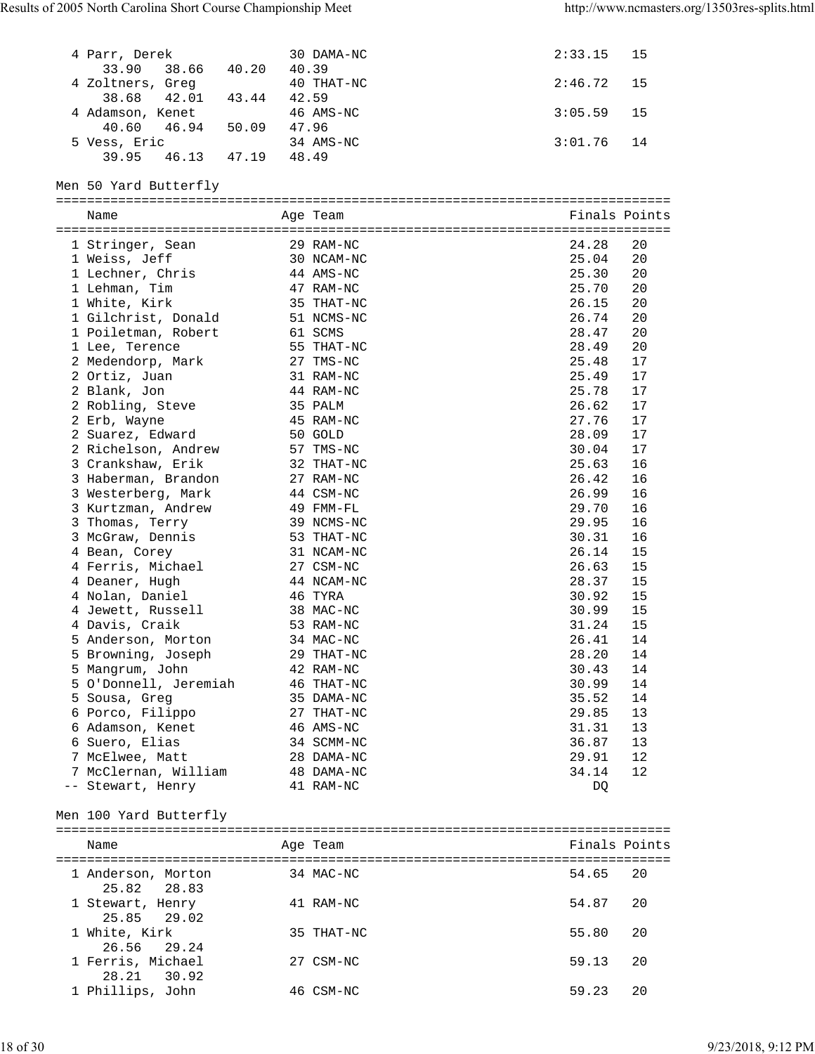```
 4 Parr, Derek               30 DAMA-NC                           2:33.15   15
     33.90   38.66   40.20   40.39
 4 Zoltners, Greg            40 THAT-NC                           2:46.72   15
     38.68   42.01   43.44   42.59
 4 Adamson, Kenet            46 AMS-NC                            3:05.59   15
     40.60   46.94   50.09   47.96
 5 Vess, Eric                34 AMS-NC                            3:01.76   14
     39.95   46.13   47.19   48.49
```

Men 50 Yard Butterfly

```
===============================================================================
    Name                    Age Team                              Finals Points
===============================================================================
  1 Stringer, Sean           29 RAM-NC                             24.28   20
  1 Weiss, Jeff              30 NCAM-NC                            25.04   20
  1 Lechner, Chris           44 AMS-NC                             25.30   20
  1 Lehman, Tim              47 RAM-NC                             25.70   20
  1 White, Kirk              35 THAT-NC                            26.15   20
  1 Gilchrist, Donald        51 NCMS-NC                            26.74   20
  1 Poiletman, Robert        61 SCMS                               28.47   20
  1 Lee, Terence             55 THAT-NC                            28.49   20
  2 Medendorp, Mark          27 TMS-NC                             25.48   17
  2 Ortiz, Juan              31 RAM-NC                             25.49   17
  2 Blank, Jon               44 RAM-NC                             25.78   17
  2 Robling, Steve           35 PALM                               26.62   17
  2 Erb, Wayne               45 RAM-NC                             27.76   17
  2 Suarez, Edward           50 GOLD                               28.09   17
  2 Richelson, Andrew        57 TMS-NC                             30.04   17
  3 Crankshaw, Erik          32 THAT-NC                            25.63   16
  3 Haberman, Brandon        27 RAM-NC                             26.42   16
  3 Westerberg, Mark         44 CSM-NC                             26.99   16
  3 Kurtzman, Andrew         49 FMM-FL                             29.70   16
  3 Thomas, Terry            39 NCMS-NC                            29.95   16
  3 McGraw, Dennis           53 THAT-NC                            30.31   16
  4 Bean, Corey              31 NCAM-NC                            26.14   15
  4 Ferris, Michael          27 CSM-NC                             26.63   15
  4 Deaner, Hugh             44 NCAM-NC                            28.37   15
  4 Nolan, Daniel            46 TYRA                               30.92   15
  4 Jewett, Russell          38 MAC-NC                             30.99   15
  4 Davis, Craik             53 RAM-NC                             31.24   15
  5 Anderson, Morton         34 MAC-NC                             26.41   14
  5 Browning, Joseph         29 THAT-NC                            28.20   14
  5 Mangrum, John            42 RAM-NC                             30.43   14
  5 O'Donnell, Jeremiah      46 THAT-NC                            30.99   14
  5 Sousa, Greg              35 DAMA-NC                            35.52   14
  6 Porco, Filippo           27 THAT-NC                            29.85   13
  6 Adamson, Kenet           46 AMS-NC                             31.31   13
  6 Suero, Elias             34 SCMM-NC                            36.87   13
  7 McElwee, Matt            28 DAMA-NC                            29.91   12
  7 McClernan, William       48 DAMA-NC                            34.14   12
 -- Stewart, Henry           41 RAM-NC                                DQ
```

Men 100 Yard Butterfly

```
===============================================================================
    Name                    Age Team                              Finals Points
===============================================================================
  1 Anderson, Morton         34 MAC-NC                             54.65   20
     25.82   28.83
  1 Stewart, Henry           41 RAM-NC                             54.87   20
     25.85   29.02
  1 White, Kirk              35 THAT-NC                            55.80   20
     26.56   29.24
  1 Ferris, Michael          27 CSM-NC                             59.13   20
     28.21   30.92
  1 Phillips, John           46 CSM-NC                             59.23   20
```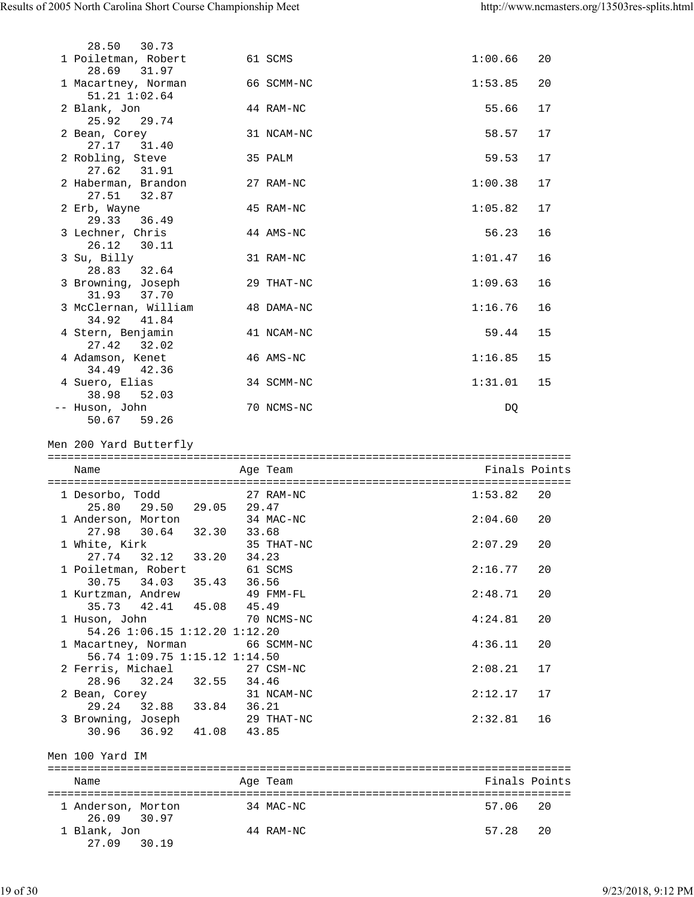```
     28.50   30.73
  1 Poiletman, Robert         61 SCMS                             1:00.66   20
     28.69   31.97
  1 Macartney, Norman         66 SCMM-NC                          1:53.85   20
     51.21 1:02.64
  2 Blank, Jon                44 RAM-NC                             55.66   17
     25.92   29.74
  2 Bean, Corey               31 NCAM-NC                            58.57   17
     27.17   31.40
  2 Robling, Steve            35 PALM                               59.53   17
     27.62   31.91
  2 Haberman, Brandon         27 RAM-NC                           1:00.38   17
     27.51   32.87
  2 Erb, Wayne                45 RAM-NC                           1:05.82   17
     29.33   36.49
  3 Lechner, Chris            44 AMS-NC                             56.23   16
     26.12   30.11
  3 Su, Billy                 31 RAM-NC                           1:01.47   16
     28.83   32.64
  3 Browning, Joseph          29 THAT-NC                          1:09.63   16
     31.93   37.70
  3 McClernan, William        48 DAMA-NC                          1:16.76   16
     34.92   41.84
  4 Stern, Benjamin           41 NCAM-NC                            59.44   15
     27.42   32.02
  4 Adamson, Kenet            46 AMS-NC                           1:16.85   15
     34.49   42.36
  4 Suero, Elias              34 SCMM-NC                          1:31.01   15
     38.98   52.03
 -- Huson, John               70 NCMS-NC                                DQ
     50.67   59.26
```

Men 200 Yard Butterfly

```
===============================================================================
    Name                    Age Team                               Finals Points
===============================================================================
  1 Desorbo, Todd             27 RAM-NC                           1:53.82   20
     25.80   29.50   29.05   29.47
  1 Anderson, Morton          34 MAC-NC                           2:04.60   20
     27.98   30.64   32.30   33.68
  1 White, Kirk               35 THAT-NC                          2:07.29   20
     27.74   32.12   33.20   34.23
  1 Poiletman, Robert         61 SCMS                             2:16.77   20
     30.75   34.03   35.43   36.56
  1 Kurtzman, Andrew          49 FMM-FL                           2:48.71   20
     35.73   42.41   45.08   45.49
  1 Huson, John               70 NCMS-NC                          4:24.81   20
     54.26 1:06.15 1:12.20 1:12.20
  1 Macartney, Norman         66 SCMM-NC                          4:36.11   20
     56.74 1:09.75 1:15.12 1:14.50
  2 Ferris, Michael           27 CSM-NC                           2:08.21   17
     28.96   32.24   32.55   34.46
  2 Bean, Corey               31 NCAM-NC                          2:12.17   17
     29.24   32.88   33.84   36.21
  3 Browning, Joseph          29 THAT-NC                          2:32.81   16
     30.96   36.92   41.08   43.85
```

Men 100 Yard IM

```
===============================================================================
    Name                    Age Team                               Finals Points
===============================================================================
  1 Anderson, Morton          34 MAC-NC                             57.06   20
     26.09   30.97
  1 Blank, Jon                44 RAM-NC                             57.28   20
     27.09   30.19
```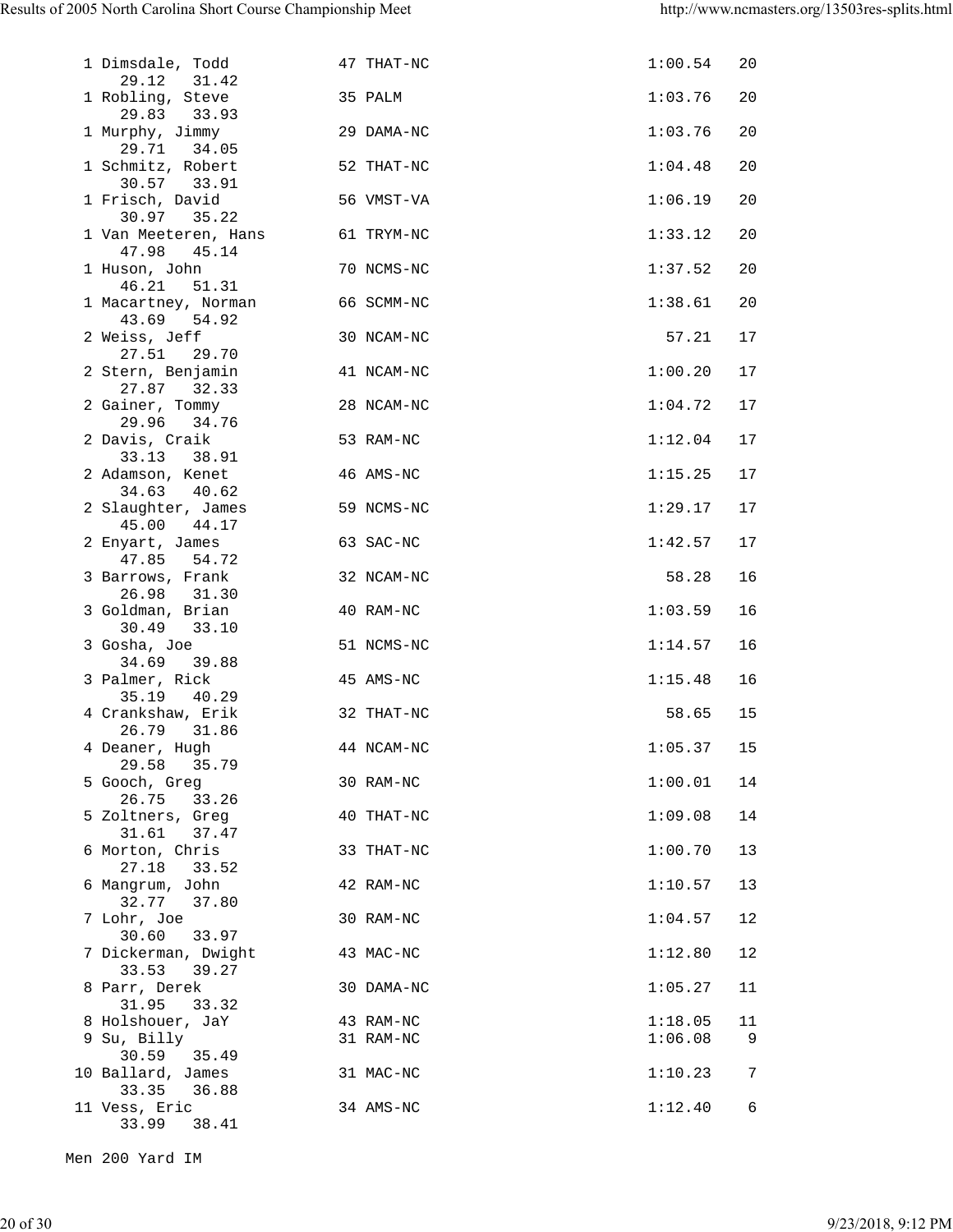```
  1 Dimsdale, Todd           47 THAT-NC                      1:00.54   20
     29.12   31.42
  1 Robling, Steve           35 PALM                         1:03.76   20
     29.83   33.93
  1 Murphy, Jimmy            29 DAMA-NC                      1:03.76   20
     29.71   34.05
  1 Schmitz, Robert          52 THAT-NC                      1:04.48   20
     30.57   33.91
  1 Frisch, David            56 VMST-VA                      1:06.19   20
     30.97   35.22
  1 Van Meeteren, Hans       61 TRYM-NC                      1:33.12   20
     47.98   45.14
  1 Huson, John              70 NCMS-NC                      1:37.52   20
     46.21   51.31
  1 Macartney, Norman        66 SCMM-NC                      1:38.61   20
     43.69   54.92
  2 Weiss, Jeff              30 NCAM-NC                        57.21   17
     27.51   29.70
  2 Stern, Benjamin          41 NCAM-NC                      1:00.20   17
     27.87   32.33
  2 Gainer, Tommy            28 NCAM-NC                      1:04.72   17
     29.96   34.76
  2 Davis, Craik             53 RAM-NC                       1:12.04   17
     33.13   38.91
  2 Adamson, Kenet           46 AMS-NC                       1:15.25   17
     34.63   40.62
  2 Slaughter, James         59 NCMS-NC                      1:29.17   17
     45.00   44.17
  2 Enyart, James            63 SAC-NC                       1:42.57   17
     47.85   54.72
  3 Barrows, Frank           32 NCAM-NC                        58.28   16
     26.98   31.30
  3 Goldman, Brian           40 RAM-NC                       1:03.59   16
     30.49   33.10
  3 Gosha, Joe               51 NCMS-NC                      1:14.57   16
     34.69   39.88
  3 Palmer, Rick             45 AMS-NC                       1:15.48   16
     35.19   40.29
  4 Crankshaw, Erik          32 THAT-NC                        58.65   15
     26.79   31.86
  4 Deaner, Hugh             44 NCAM-NC                      1:05.37   15
     29.58   35.79
  5 Gooch, Greg              30 RAM-NC                       1:00.01   14
     26.75   33.26
  5 Zoltners, Greg           40 THAT-NC                      1:09.08   14
     31.61   37.47
  6 Morton, Chris            33 THAT-NC                      1:00.70   13
     27.18   33.52
  6 Mangrum, John            42 RAM-NC                       1:10.57   13
     32.77   37.80
  7 Lohr, Joe                30 RAM-NC                       1:04.57   12
     30.60   33.97
  7 Dickerman, Dwight        43 MAC-NC                       1:12.80   12
     33.53   39.27
  8 Parr, Derek              30 DAMA-NC                      1:05.27   11
     31.95   33.32
  8 Holshouer, JaY           43 RAM-NC                       1:18.05   11
  9 Su, Billy                31 RAM-NC                       1:06.08    9
     30.59   35.49
 10 Ballard, James           31 MAC-NC                       1:10.23    7
     33.35   36.88
 11 Vess, Eric               34 AMS-NC                       1:12.40    6
     33.99   38.41
```

Men 200 Yard IM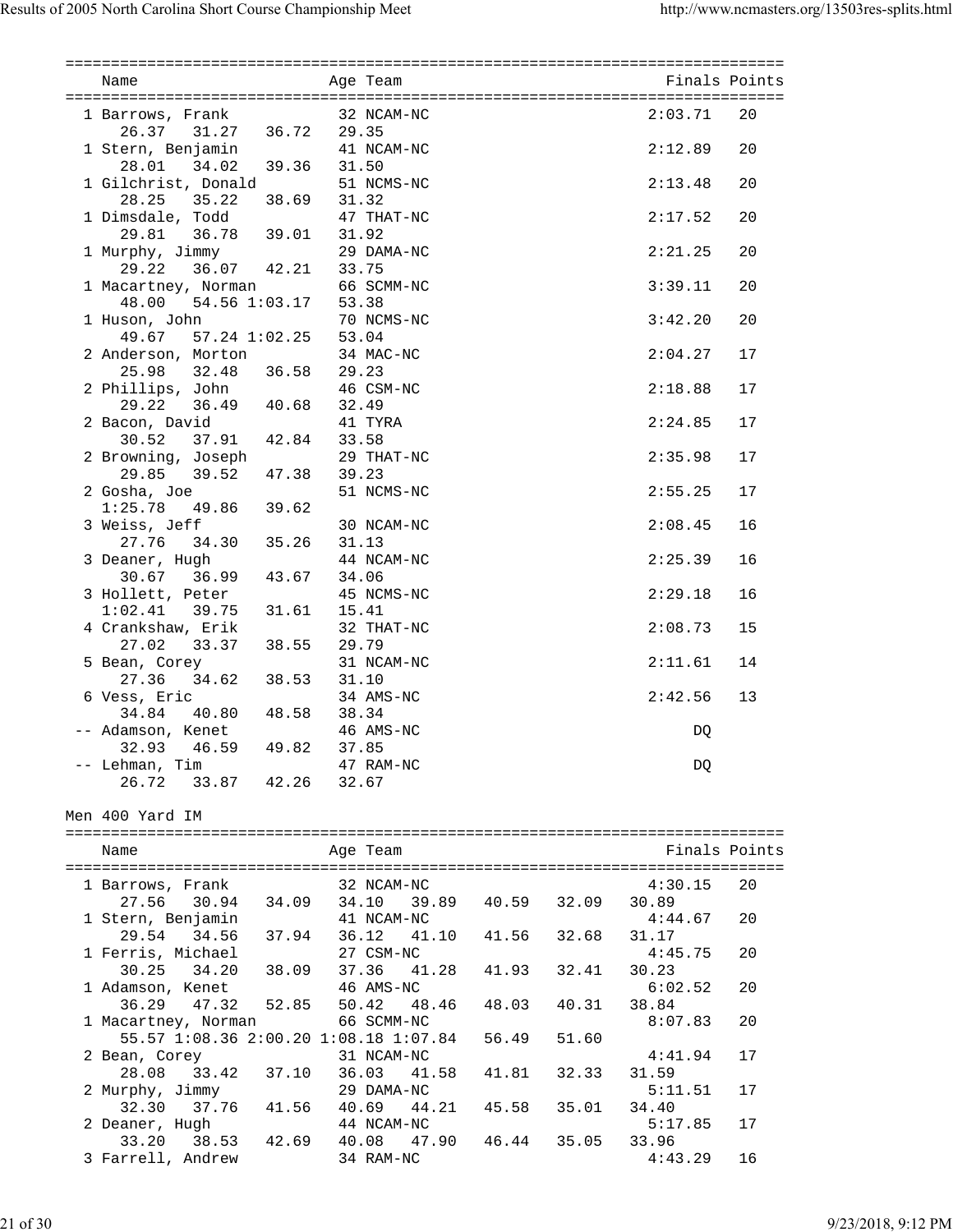| Name | Age | Team | Finals | Points |
|---|---|---|---|---|
| 1 Barrows, Frank | 32 | NCAM-NC | 2:03.71 | 20 |
| 26.37 31.27 36.72 29.35 | | | | |
| 1 Stern, Benjamin | 41 | NCAM-NC | 2:12.89 | 20 |
| 28.01 34.02 39.36 31.50 | | | | |
| 1 Gilchrist, Donald | 51 | NCMS-NC | 2:13.48 | 20 |
| 28.25 35.22 38.69 31.32 | | | | |
| 1 Dimsdale, Todd | 47 | THAT-NC | 2:17.52 | 20 |
| 29.81 36.78 39.01 31.92 | | | | |
| 1 Murphy, Jimmy | 29 | DAMA-NC | 2:21.25 | 20 |
| 29.22 36.07 42.21 33.75 | | | | |
| 1 Macartney, Norman | 66 | SCMM-NC | 3:39.11 | 20 |
| 48.00 54.56 1:03.17 53.38 | | | | |
| 1 Huson, John | 70 | NCMS-NC | 3:42.20 | 20 |
| 49.67 57.24 1:02.25 53.04 | | | | |
| 2 Anderson, Morton | 34 | MAC-NC | 2:04.27 | 17 |
| 25.98 32.48 36.58 29.23 | | | | |
| 2 Phillips, John | 46 | CSM-NC | 2:18.88 | 17 |
| 29.22 36.49 40.68 32.49 | | | | |
| 2 Bacon, David | 41 | TYRA | 2:24.85 | 17 |
| 30.52 37.91 42.84 33.58 | | | | |
| 2 Browning, Joseph | 29 | THAT-NC | 2:35.98 | 17 |
| 29.85 39.52 47.38 39.23 | | | | |
| 2 Gosha, Joe | 51 | NCMS-NC | 2:55.25 | 17 |
| 1:25.78 49.86 39.62 | | | | |
| 3 Weiss, Jeff | 30 | NCAM-NC | 2:08.45 | 16 |
| 27.76 34.30 35.26 31.13 | | | | |
| 3 Deaner, Hugh | 44 | NCAM-NC | 2:25.39 | 16 |
| 30.67 36.99 43.67 34.06 | | | | |
| 3 Hollett, Peter | 45 | NCMS-NC | 2:29.18 | 16 |
| 1:02.41 39.75 31.61 15.41 | | | | |
| 4 Crankshaw, Erik | 32 | THAT-NC | 2:08.73 | 15 |
| 27.02 33.37 38.55 29.79 | | | | |
| 5 Bean, Corey | 31 | NCAM-NC | 2:11.61 | 14 |
| 27.36 34.62 38.53 31.10 | | | | |
| 6 Vess, Eric | 34 | AMS-NC | 2:42.56 | 13 |
| 34.84 40.80 48.58 38.34 | | | | |
| -- Adamson, Kenet | 46 | AMS-NC | DQ | |
| 32.93 46.59 49.82 37.85 | | | | |
| -- Lehman, Tim | 47 | RAM-NC | DQ | |
| 26.72 33.87 42.26 32.67 | | | | |

## Men 400 Yard IM

| Name | Age | Team | Finals | Points |
|---|---|---|---|---|
| 1 Barrows, Frank | 32 | NCAM-NC | 4:30.15 | 20 |
| 27.56 30.94 34.09 34.10 39.89 40.59 32.09 30.89 | | | | |
| 1 Stern, Benjamin | 41 | NCAM-NC | 4:44.67 | 20 |
| 29.54 34.56 37.94 36.12 41.10 41.56 32.68 31.17 | | | | |
| 1 Ferris, Michael | 27 | CSM-NC | 4:45.75 | 20 |
| 30.25 34.20 38.09 37.36 41.28 41.93 32.41 30.23 | | | | |
| 1 Adamson, Kenet | 46 | AMS-NC | 6:02.52 | 20 |
| 36.29 47.32 52.85 50.42 48.46 48.03 40.31 38.84 | | | | |
| 1 Macartney, Norman | 66 | SCMM-NC | 8:07.83 | 20 |
| 55.57 1:08.36 2:00.20 1:08.18 1:07.84 56.49 51.60 | | | | |
| 2 Bean, Corey | 31 | NCAM-NC | 4:41.94 | 17 |
| 28.08 33.42 37.10 36.03 41.58 41.81 32.33 31.59 | | | | |
| 2 Murphy, Jimmy | 29 | DAMA-NC | 5:11.51 | 17 |
| 32.30 37.76 41.56 40.69 44.21 45.58 35.01 34.40 | | | | |
| 2 Deaner, Hugh | 44 | NCAM-NC | 5:17.85 | 17 |
| 33.20 38.53 42.69 40.08 47.90 46.44 35.05 33.96 | | | | |
| 3 Farrell, Andrew | 34 | RAM-NC | 4:43.29 | 16 |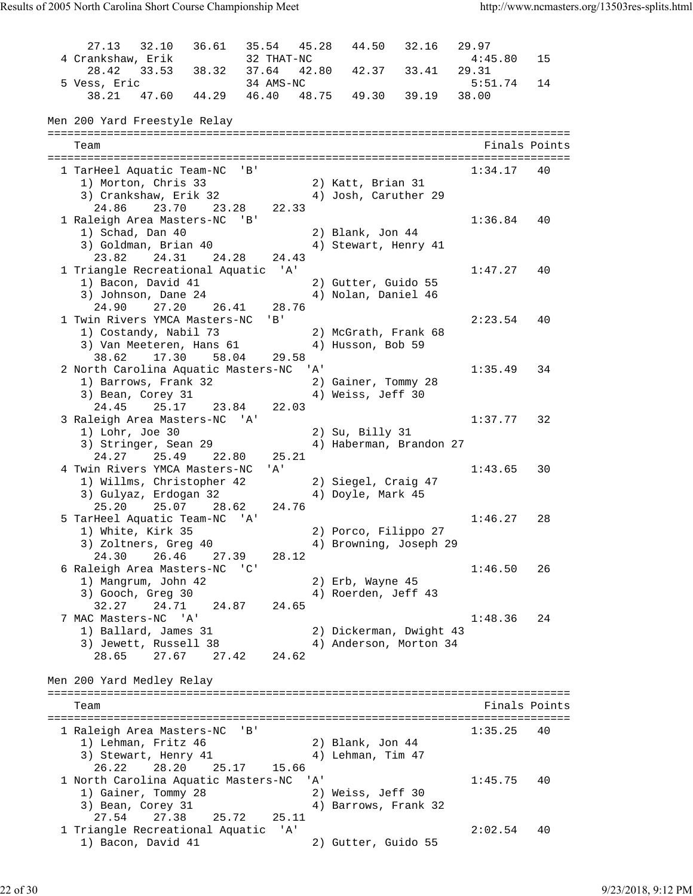```
     27.13   32.10   36.61   35.54   45.28   44.50   32.16   29.97
  4 Crankshaw, Erik           32 THAT-NC                   4:45.80   15
     28.42   33.53   38.32   37.64   42.80   42.37   33.41   29.31
  5 Vess, Eric                34 AMS-NC                    5:51.74   14
     38.21   47.60   44.29   46.40   48.75   49.30   39.19   38.00
```

Men 200 Yard Freestyle Relay

```
===============================================================================
    Team                                                      Finals Points
===============================================================================
  1 TarHeel Aquatic Team-NC  'B'                              1:34.17   40
     1) Morton, Chris 33               2) Katt, Brian 31
     3) Crankshaw, Erik 32             4) Josh, Caruther 29
       24.86    23.70    23.28    22.33
  1 Raleigh Area Masters-NC  'B'                              1:36.84   40
     1) Schad, Dan 40                  2) Blank, Jon 44
     3) Goldman, Brian 40              4) Stewart, Henry 41
       23.82    24.31    24.28    24.43
  1 Triangle Recreational Aquatic  'A'                        1:47.27   40
     1) Bacon, David 41                2) Gutter, Guido 55
     3) Johnson, Dane 24               4) Nolan, Daniel 46
       24.90    27.20    26.41    28.76
  1 Twin Rivers YMCA Masters-NC  'B'                          2:23.54   40
     1) Costandy, Nabil 73             2) McGrath, Frank 68
     3) Van Meeteren, Hans 61          4) Husson, Bob 59
       38.62    17.30    58.04    29.58
  2 North Carolina Aquatic Masters-NC  'A'                    1:35.49   34
     1) Barrows, Frank 32              2) Gainer, Tommy 28
     3) Bean, Corey 31                 4) Weiss, Jeff 30
       24.45    25.17    23.84    22.03
  3 Raleigh Area Masters-NC  'A'                              1:37.77   32
     1) Lohr, Joe 30                   2) Su, Billy 31
     3) Stringer, Sean 29              4) Haberman, Brandon 27
       24.27    25.49    22.80    25.21
  4 Twin Rivers YMCA Masters-NC  'A'                          1:43.65   30
     1) Willms, Christopher 42         2) Siegel, Craig 47
     3) Gulyaz, Erdogan 32             4) Doyle, Mark 45
       25.20    25.07    28.62    24.76
  5 TarHeel Aquatic Team-NC  'A'                              1:46.27   28
     1) White, Kirk 35                 2) Porco, Filippo 27
     3) Zoltners, Greg 40              4) Browning, Joseph 29
       24.30    26.46    27.39    28.12
  6 Raleigh Area Masters-NC  'C'                              1:46.50   26
     1) Mangrum, John 42               2) Erb, Wayne 45
     3) Gooch, Greg 30                 4) Roerden, Jeff 43
       32.27    24.71    24.87    24.65
  7 MAC Masters-NC  'A'                                       1:48.36   24
     1) Ballard, James 31              2) Dickerman, Dwight 43
     3) Jewett, Russell 38             4) Anderson, Morton 34
       28.65    27.67    27.42    24.62
```

Men 200 Yard Medley Relay

```
===============================================================================
    Team                                                      Finals Points
===============================================================================
  1 Raleigh Area Masters-NC  'B'                              1:35.25   40
     1) Lehman, Fritz 46               2) Blank, Jon 44
     3) Stewart, Henry 41              4) Lehman, Tim 47
       26.22    28.20    25.17    15.66
  1 North Carolina Aquatic Masters-NC  'A'                    1:45.75   40
     1) Gainer, Tommy 28               2) Weiss, Jeff 30
     3) Bean, Corey 31                 4) Barrows, Frank 32
       27.54    27.38    25.72    25.11
  1 Triangle Recreational Aquatic  'A'                        2:02.54   40
     1) Bacon, David 41                2) Gutter, Guido 55
```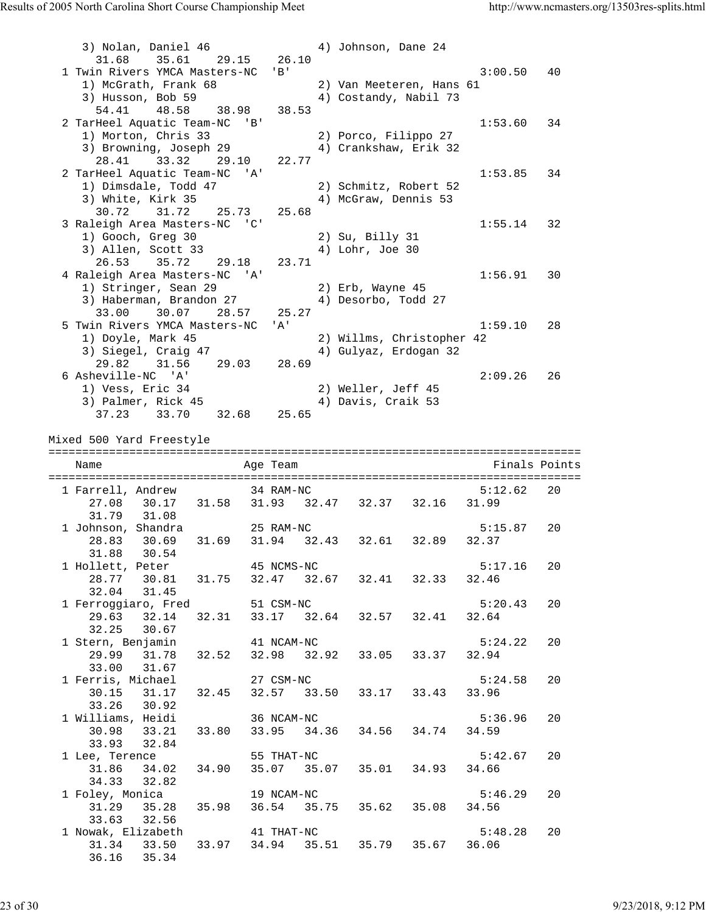```
    3) Nolan, Daniel 46               4) Johnson, Dane 24
       31.68    35.61    29.15    26.10
  1 Twin Rivers YMCA Masters-NC  'B'                          3:00.50   40
     1) McGrath, Frank 68             2) Van Meeteren, Hans 61
     3) Husson, Bob 59                4) Costandy, Nabil 73
       54.41    48.58    38.98    38.53
  2 TarHeel Aquatic Team-NC  'B'                              1:53.60   34
     1) Morton, Chris 33              2) Porco, Filippo 27
     3) Browning, Joseph 29           4) Crankshaw, Erik 32
       28.41    33.32    29.10    22.77
  2 TarHeel Aquatic Team-NC  'A'                              1:53.85   34
     1) Dimsdale, Todd 47             2) Schmitz, Robert 52
     3) White, Kirk 35                4) McGraw, Dennis 53
       30.72    31.72    25.73    25.68
  3 Raleigh Area Masters-NC  'C'                              1:55.14   32
     1) Gooch, Greg 30                2) Su, Billy 31
     3) Allen, Scott 33               4) Lohr, Joe 30
       26.53    35.72    29.18    23.71
  4 Raleigh Area Masters-NC  'A'                              1:56.91   30
     1) Stringer, Sean 29             2) Erb, Wayne 45
     3) Haberman, Brandon 27          4) Desorbo, Todd 27
       33.00    30.07    28.57    25.27
  5 Twin Rivers YMCA Masters-NC  'A'                          1:59.10   28
     1) Doyle, Mark 45                2) Willms, Christopher 42
     3) Siegel, Craig 47              4) Gulyaz, Erdogan 32
       29.82    31.56    29.03    28.69
  6 Asheville-NC  'A'                                         2:09.26   26
     1) Vess, Eric 34                 2) Weller, Jeff 45
     3) Palmer, Rick 45               4) Davis, Craik 53
       37.23    33.70    32.68    25.65

Mixed 500 Yard Freestyle
===============================================================================
    Name                    Age Team                              Finals Points
===============================================================================
  1 Farrell, Andrew          34 RAM-NC                            5:12.62   20
       27.08    30.17    31.58    31.93    32.47    32.37    32.16    31.99
       31.79    31.08
  1 Johnson, Shandra         25 RAM-NC                            5:15.87   20
       28.83    30.69    31.69    31.94    32.43    32.61    32.89    32.37
       31.88    30.54
  1 Hollett, Peter           45 NCMS-NC                           5:17.16   20
       28.77    30.81    31.75    32.47    32.67    32.41    32.33    32.46
       32.04    31.45
  1 Ferroggiaro, Fred        51 CSM-NC                            5:20.43   20
       29.63    32.14    32.31    33.17    32.64    32.57    32.41    32.64
       32.25    30.67
  1 Stern, Benjamin          41 NCAM-NC                           5:24.22   20
       29.99    31.78    32.52    32.98    32.92    33.05    33.37    32.94
       33.00    31.67
  1 Ferris, Michael          27 CSM-NC                            5:24.58   20
       30.15    31.17    32.45    32.57    33.50    33.17    33.43    33.96
       33.26    30.92
  1 Williams, Heidi          36 NCAM-NC                           5:36.96   20
       30.98    33.21    33.80    33.95    34.36    34.56    34.74    34.59
       33.93    32.84
  1 Lee, Terence             55 THAT-NC                           5:42.67   20
       31.86    34.02    34.90    35.07    35.07    35.01    34.93    34.66
       34.33    32.82
  1 Foley, Monica            19 NCAM-NC                           5:46.29   20
       31.29    35.28    35.98    36.54    35.75    35.62    35.08    34.56
       33.63    32.56
  1 Nowak, Elizabeth         41 THAT-NC                           5:48.28   20
       31.34    33.50    33.97    34.94    35.51    35.79    35.67    36.06
       36.16    35.34
```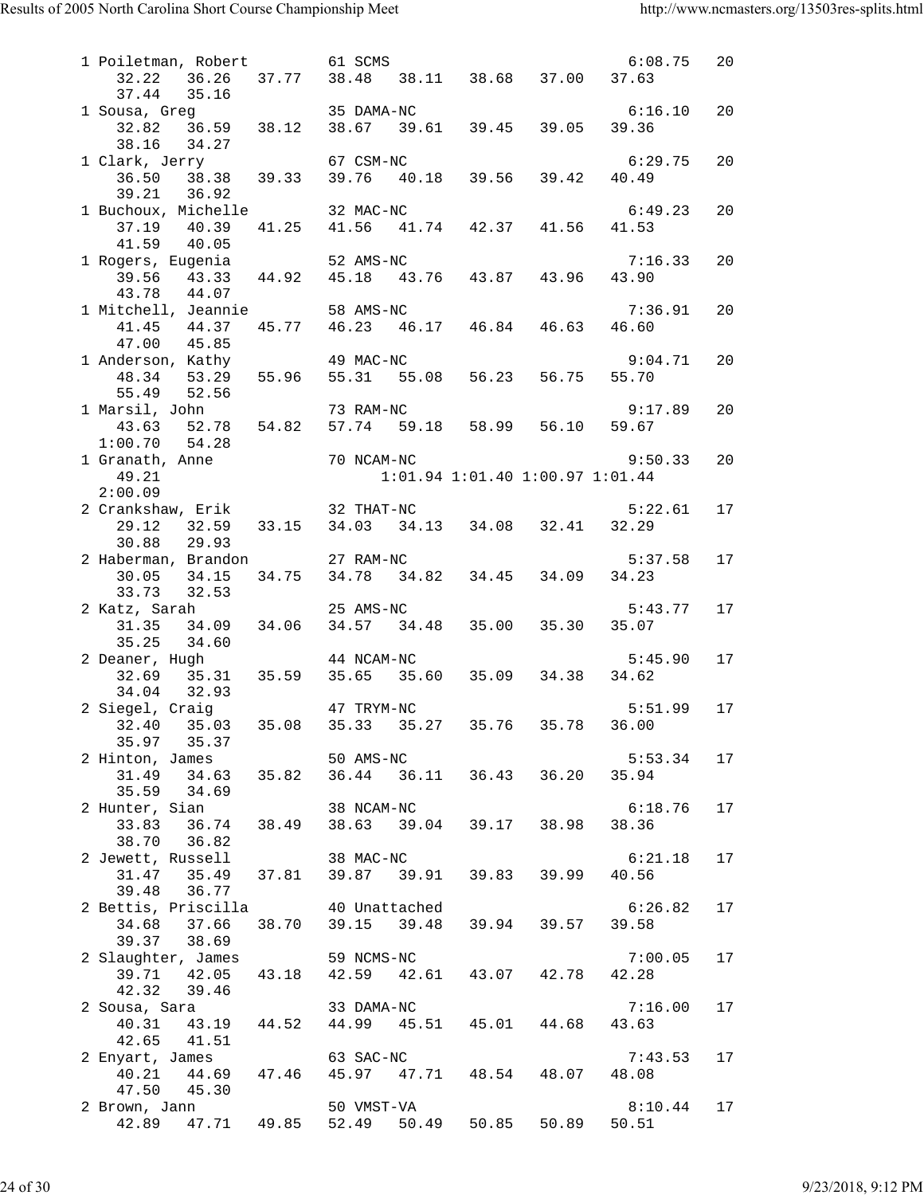```
 1 Poiletman, Robert         61 SCMS                                    6:08.75   20
    32.22   36.26   37.77   38.48   38.11   38.68   37.00   37.63
    37.44   35.16
 1 Sousa, Greg               35 DAMA-NC                                 6:16.10   20
    32.82   36.59   38.12   38.67   39.61   39.45   39.05   39.36
    38.16   34.27
 1 Clark, Jerry              67 CSM-NC                                  6:29.75   20
    36.50   38.38   39.33   39.76   40.18   39.56   39.42   40.49
    39.21   36.92
 1 Buchoux, Michelle         32 MAC-NC                                  6:49.23   20
    37.19   40.39   41.25   41.56   41.74   42.37   41.56   41.53
    41.59   40.05
 1 Rogers, Eugenia           52 AMS-NC                                  7:16.33   20
    39.56   43.33   44.92   45.18   43.76   43.87   43.96   43.90
    43.78   44.07
 1 Mitchell, Jeannie         58 AMS-NC                                  7:36.91   20
    41.45   44.37   45.77   46.23   46.17   46.84   46.63   46.60
    47.00   45.85
 1 Anderson, Kathy           49 MAC-NC                                  9:04.71   20
    48.34   53.29   55.96   55.31   55.08   56.23   56.75   55.70
    55.49   52.56
 1 Marsil, John              73 RAM-NC                                  9:17.89   20
    43.63   52.78   54.82   57.74   59.18   58.99   56.10   59.67
  1:00.70   54.28
 1 Granath, Anne             70 NCAM-NC                                 9:50.33   20
    49.21                           1:01.94 1:01.40 1:00.97 1:01.44
  2:00.09
 2 Crankshaw, Erik           32 THAT-NC                                 5:22.61   17
    29.12   32.59   33.15   34.03   34.13   34.08   32.41   32.29
    30.88   29.93
 2 Haberman, Brandon         27 RAM-NC                                  5:37.58   17
    30.05   34.15   34.75   34.78   34.82   34.45   34.09   34.23
    33.73   32.53
 2 Katz, Sarah               25 AMS-NC                                  5:43.77   17
    31.35   34.09   34.06   34.57   34.48   35.00   35.30   35.07
    35.25   34.60
 2 Deaner, Hugh              44 NCAM-NC                                 5:45.90   17
    32.69   35.31   35.59   35.65   35.60   35.09   34.38   34.62
    34.04   32.93
 2 Siegel, Craig             47 TRYM-NC                                 5:51.99   17
    32.40   35.03   35.08   35.33   35.27   35.76   35.78   36.00
    35.97   35.37
 2 Hinton, James             50 AMS-NC                                  5:53.34   17
    31.49   34.63   35.82   36.44   36.11   36.43   36.20   35.94
    35.59   34.69
 2 Hunter, Sian              38 NCAM-NC                                 6:18.76   17
    33.83   36.74   38.49   38.63   39.04   39.17   38.98   38.36
    38.70   36.82
 2 Jewett, Russell           38 MAC-NC                                  6:21.18   17
    31.47   35.49   37.81   39.87   39.91   39.83   39.99   40.56
    39.48   36.77
 2 Bettis, Priscilla         40 Unattached                              6:26.82   17
    34.68   37.66   38.70   39.15   39.48   39.94   39.57   39.58
    39.37   38.69
 2 Slaughter, James          59 NCMS-NC                                 7:00.05   17
    39.71   42.05   43.18   42.59   42.61   43.07   42.78   42.28
    42.32   39.46
 2 Sousa, Sara               33 DAMA-NC                                 7:16.00   17
    40.31   43.19   44.52   44.99   45.51   45.01   44.68   43.63
    42.65   41.51
 2 Enyart, James             63 SAC-NC                                  7:43.53   17
    40.21   44.69   47.46   45.97   47.71   48.54   48.07   48.08
    47.50   45.30
 2 Brown, Jann               50 VMST-VA                                 8:10.44   17
    42.89   47.71   49.85   52.49   50.49   50.85   50.89   50.51
```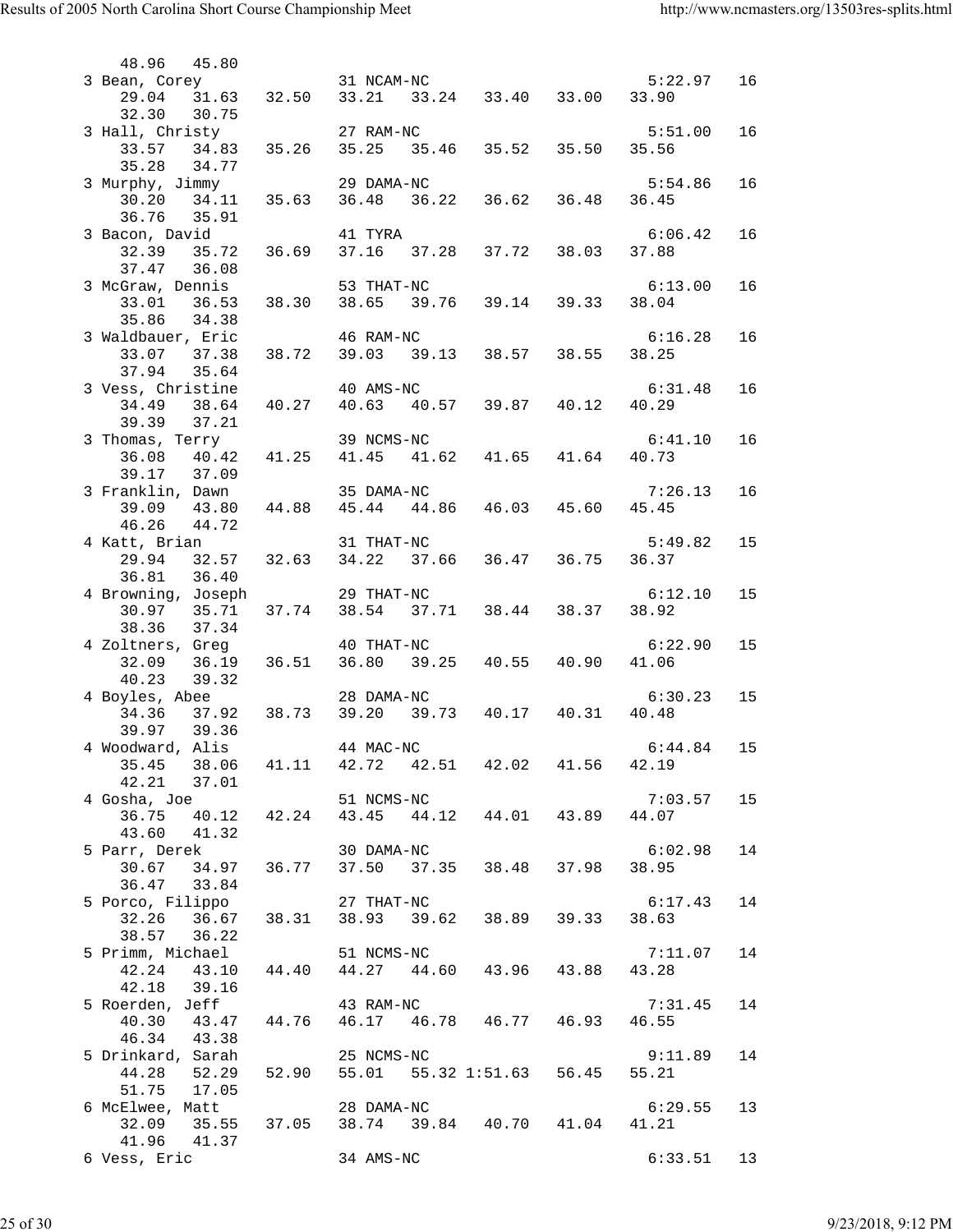```
   48.96   45.80
 3 Bean, Corey              31 NCAM-NC                         5:22.97   16
   29.04   31.63   32.50   33.21   33.24   33.40   33.00   33.90
   32.30   30.75
 3 Hall, Christy            27 RAM-NC                          5:51.00   16
   33.57   34.83   35.26   35.25   35.46   35.52   35.50   35.56
   35.28   34.77
 3 Murphy, Jimmy            29 DAMA-NC                         5:54.86   16
   30.20   34.11   35.63   36.48   36.22   36.62   36.48   36.45
   36.76   35.91
 3 Bacon, David             41 TYRA                            6:06.42   16
   32.39   35.72   36.69   37.16   37.28   37.72   38.03   37.88
   37.47   36.08
 3 McGraw, Dennis           53 THAT-NC                         6:13.00   16
   33.01   36.53   38.30   38.65   39.76   39.14   39.33   38.04
   35.86   34.38
 3 Waldbauer, Eric          46 RAM-NC                          6:16.28   16
   33.07   37.38   38.72   39.03   39.13   38.57   38.55   38.25
   37.94   35.64
 3 Vess, Christine          40 AMS-NC                          6:31.48   16
   34.49   38.64   40.27   40.63   40.57   39.87   40.12   40.29
   39.39   37.21
 3 Thomas, Terry            39 NCMS-NC                         6:41.10   16
   36.08   40.42   41.25   41.45   41.62   41.65   41.64   40.73
   39.17   37.09
 3 Franklin, Dawn           35 DAMA-NC                         7:26.13   16
   39.09   43.80   44.88   45.44   44.86   46.03   45.60   45.45
   46.26   44.72
 4 Katt, Brian              31 THAT-NC                         5:49.82   15
   29.94   32.57   32.63   34.22   37.66   36.47   36.75   36.37
   36.81   36.40
 4 Browning, Joseph         29 THAT-NC                         6:12.10   15
   30.97   35.71   37.74   38.54   37.71   38.44   38.37   38.92
   38.36   37.34
 4 Zoltners, Greg           40 THAT-NC                         6:22.90   15
   32.09   36.19   36.51   36.80   39.25   40.55   40.90   41.06
   40.23   39.32
 4 Boyles, Abee             28 DAMA-NC                         6:30.23   15
   34.36   37.92   38.73   39.20   39.73   40.17   40.31   40.48
   39.97   39.36
 4 Woodward, Alis           44 MAC-NC                          6:44.84   15
   35.45   38.06   41.11   42.72   42.51   42.02   41.56   42.19
   42.21   37.01
 4 Gosha, Joe               51 NCMS-NC                         7:03.57   15
   36.75   40.12   42.24   43.45   44.12   44.01   43.89   44.07
   43.60   41.32
 5 Parr, Derek              30 DAMA-NC                         6:02.98   14
   30.67   34.97   36.77   37.50   37.35   38.48   37.98   38.95
   36.47   33.84
 5 Porco, Filippo           27 THAT-NC                         6:17.43   14
   32.26   36.67   38.31   38.93   39.62   38.89   39.33   38.63
   38.57   36.22
 5 Primm, Michael           51 NCMS-NC                         7:11.07   14
   42.24   43.10   44.40   44.27   44.60   43.96   43.88   43.28
   42.18   39.16
 5 Roerden, Jeff            43 RAM-NC                          7:31.45   14
   40.30   43.47   44.76   46.17   46.78   46.77   46.93   46.55
   46.34   43.38
 5 Drinkard, Sarah          25 NCMS-NC                         9:11.89   14
   44.28   52.29   52.90   55.01   55.32 1:51.63   56.45   55.21
   51.75   17.05
 6 McElwee, Matt            28 DAMA-NC                         6:29.55   13
   32.09   35.55   37.05   38.74   39.84   40.70   41.04   41.21
   41.96   41.37
 6 Vess, Eric               34 AMS-NC                          6:33.51   13
```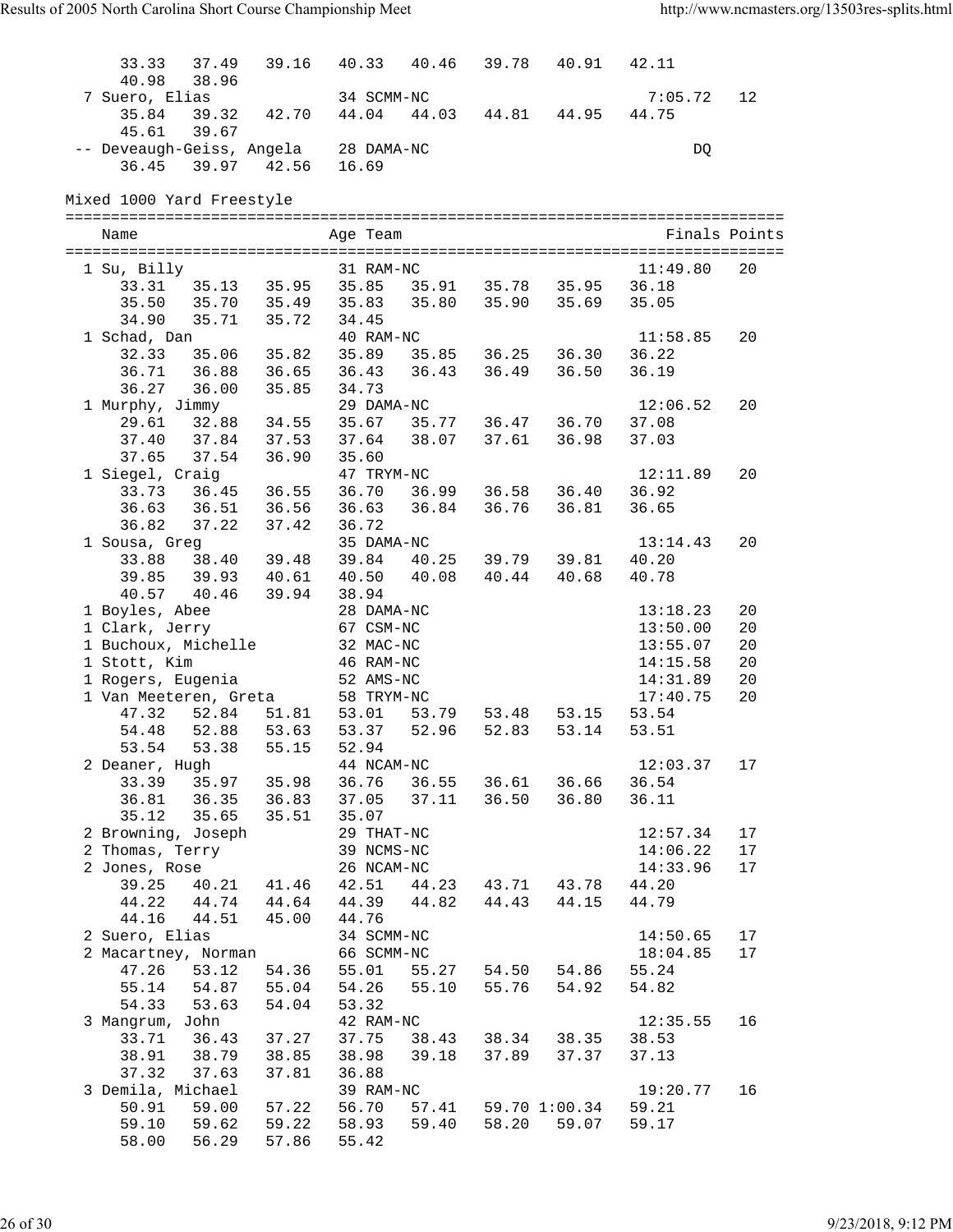```
     33.33   37.49   39.16   40.33   40.46   39.78   40.91   42.11
     40.98   38.96
  7 Suero, Elias              34 SCMM-NC                    7:05.72   12
     35.84   39.32   42.70   44.04   44.03   44.81   44.95   44.75
     45.61   39.67
 -- Deveaugh-Geiss, Angela    28 DAMA-NC                         DQ
     36.45   39.97   42.56   16.69
```

## Mixed 1000 Yard Freestyle

```
===============================================================================
    Name                    Age Team                            Finals Points
===============================================================================
  1 Su, Billy                 31 RAM-NC                    11:49.80   20
     33.31   35.13   35.95   35.85   35.91   35.78   35.95   36.18
     35.50   35.70   35.49   35.83   35.80   35.90   35.69   35.05
     34.90   35.71   35.72   34.45
  1 Schad, Dan                40 RAM-NC                    11:58.85   20
     32.33   35.06   35.82   35.89   35.85   36.25   36.30   36.22
     36.71   36.88   36.65   36.43   36.43   36.49   36.50   36.19
     36.27   36.00   35.85   34.73
  1 Murphy, Jimmy             29 DAMA-NC                   12:06.52   20
     29.61   32.88   34.55   35.67   35.77   36.47   36.70   37.08
     37.40   37.84   37.53   37.64   38.07   37.61   36.98   37.03
     37.65   37.54   36.90   35.60
  1 Siegel, Craig             47 TRYM-NC                   12:11.89   20
     33.73   36.45   36.55   36.70   36.99   36.58   36.40   36.92
     36.63   36.51   36.56   36.63   36.84   36.76   36.81   36.65
     36.82   37.22   37.42   36.72
  1 Sousa, Greg               35 DAMA-NC                   13:14.43   20
     33.88   38.40   39.48   39.84   40.25   39.79   39.81   40.20
     39.85   39.93   40.61   40.50   40.08   40.44   40.68   40.78
     40.57   40.46   39.94   38.94
  1 Boyles, Abee              28 DAMA-NC                   13:18.23   20
  1 Clark, Jerry              67 CSM-NC                    13:50.00   20
  1 Buchoux, Michelle         32 MAC-NC                    13:55.07   20
  1 Stott, Kim                46 RAM-NC                    14:15.58   20
  1 Rogers, Eugenia           52 AMS-NC                    14:31.89   20
  1 Van Meeteren, Greta       58 TRYM-NC                   17:40.75   20
     47.32   52.84   51.81   53.01   53.79   53.48   53.15   53.54
     54.48   52.88   53.63   53.37   52.96   52.83   53.14   53.51
     53.54   53.38   55.15   52.94
  2 Deaner, Hugh              44 NCAM-NC                   12:03.37   17
     33.39   35.97   35.98   36.76   36.55   36.61   36.66   36.54
     36.81   36.35   36.83   37.05   37.11   36.50   36.80   36.11
     35.12   35.65   35.51   35.07
  2 Browning, Joseph          29 THAT-NC                   12:57.34   17
  2 Thomas, Terry             39 NCMS-NC                   14:06.22   17
  2 Jones, Rose               26 NCAM-NC                   14:33.96   17
     39.25   40.21   41.46   42.51   44.23   43.71   43.78   44.20
     44.22   44.74   44.64   44.39   44.82   44.43   44.15   44.79
     44.16   44.51   45.00   44.76
  2 Suero, Elias              34 SCMM-NC                   14:50.65   17
  2 Macartney, Norman         66 SCMM-NC                   18:04.85   17
     47.26   53.12   54.36   55.01   55.27   54.50   54.86   55.24
     55.14   54.87   55.04   54.26   55.10   55.76   54.92   54.82
     54.33   53.63   54.04   53.32
  3 Mangrum, John             42 RAM-NC                    12:35.55   16
     33.71   36.43   37.27   37.75   38.43   38.34   38.35   38.53
     38.91   38.79   38.85   38.98   39.18   37.89   37.37   37.13
     37.32   37.63   37.81   36.88
  3 Demila, Michael           39 RAM-NC                    19:20.77   16
     50.91   59.00   57.22   56.70   57.41   59.70 1:00.34   59.21
     59.10   59.62   59.22   58.93   59.40   58.20   59.07   59.17
     58.00   56.29   57.86   55.42
```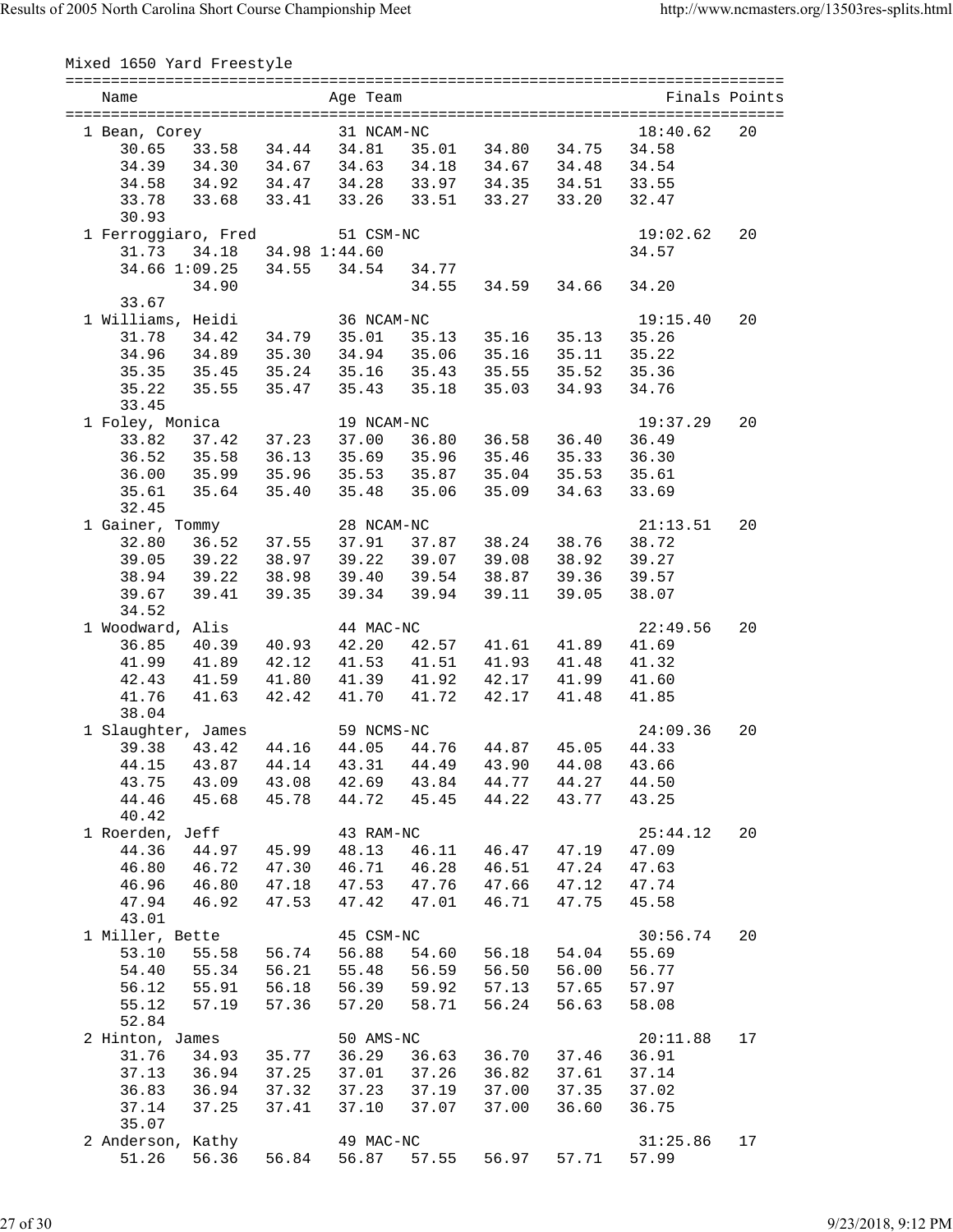Mixed 1650 Yard Freestyle

```
===============================================================================
    Name                    Age Team                                Finals Points
===============================================================================
  1 Bean, Corey              31 NCAM-NC                           18:40.62   20
      30.65    33.58    34.44    34.81    35.01    34.80    34.75    34.58
      34.39    34.30    34.67    34.63    34.18    34.67    34.48    34.54
      34.58    34.92    34.47    34.28    33.97    34.35    34.51    33.55
      33.78    33.68    33.41    33.26    33.51    33.27    33.20    32.47
      30.93
  1 Ferroggiaro, Fred        51 CSM-NC                            19:02.62   20
      31.73    34.18    34.98 1:44.60                             34.57
      34.66 1:09.25    34.55    34.54    34.77
               34.90                     34.55    34.59    34.66    34.20
      33.67
  1 Williams, Heidi          36 NCAM-NC                           19:15.40   20
      31.78    34.42    34.79    35.01    35.13    35.16    35.13    35.26
      34.96    34.89    35.30    34.94    35.06    35.16    35.11    35.22
      35.35    35.45    35.24    35.16    35.43    35.55    35.52    35.36
      35.22    35.55    35.47    35.43    35.18    35.03    34.93    34.76
      33.45
  1 Foley, Monica            19 NCAM-NC                           19:37.29   20
      33.82    37.42    37.23    37.00    36.80    36.58    36.40    36.49
      36.52    35.58    36.13    35.69    35.96    35.46    35.33    36.30
      36.00    35.99    35.96    35.53    35.87    35.04    35.53    35.61
      35.61    35.64    35.40    35.48    35.06    35.09    34.63    33.69
      32.45
  1 Gainer, Tommy            28 NCAM-NC                           21:13.51   20
      32.80    36.52    37.55    37.91    37.87    38.24    38.76    38.72
      39.05    39.22    38.97    39.22    39.07    39.08    38.92    39.27
      38.94    39.22    38.98    39.40    39.54    38.87    39.36    39.57
      39.67    39.41    39.35    39.34    39.94    39.11    39.05    38.07
      34.52
  1 Woodward, Alis           44 MAC-NC                            22:49.56   20
      36.85    40.39    40.93    42.20    42.57    41.61    41.89    41.69
      41.99    41.89    42.12    41.53    41.51    41.93    41.48    41.32
      42.43    41.59    41.80    41.39    41.92    42.17    41.99    41.60
      41.76    41.63    42.42    41.70    41.72    42.17    41.48    41.85
      38.04
  1 Slaughter, James         59 NCMS-NC                           24:09.36   20
      39.38    43.42    44.16    44.05    44.76    44.87    45.05    44.33
      44.15    43.87    44.14    43.31    44.49    43.90    44.08    43.66
      43.75    43.09    43.08    42.69    43.84    44.77    44.27    44.50
      44.46    45.68    45.78    44.72    45.45    44.22    43.77    43.25
      40.42
  1 Roerden, Jeff            43 RAM-NC                            25:44.12   20
      44.36    44.97    45.99    48.13    46.11    46.47    47.19    47.09
      46.80    46.72    47.30    46.71    46.28    46.51    47.24    47.63
      46.96    46.80    47.18    47.53    47.76    47.66    47.12    47.74
      47.94    46.92    47.53    47.42    47.01    46.71    47.75    45.58
      43.01
  1 Miller, Bette            45 CSM-NC                            30:56.74   20
      53.10    55.58    56.74    56.88    54.60    56.18    54.04    55.69
      54.40    55.34    56.21    55.48    56.59    56.50    56.00    56.77
      56.12    55.91    56.18    56.39    59.92    57.13    57.65    57.97
      55.12    57.19    57.36    57.20    58.71    56.24    56.63    58.08
      52.84
  2 Hinton, James            50 AMS-NC                            20:11.88   17
      31.76    34.93    35.77    36.29    36.63    36.70    37.46    36.91
      37.13    36.94    37.25    37.01    37.26    36.82    37.61    37.14
      36.83    36.94    37.32    37.23    37.19    37.00    37.35    37.02
      37.14    37.25    37.41    37.10    37.07    37.00    36.60    36.75
      35.07
  2 Anderson, Kathy          49 MAC-NC                            31:25.86   17
      51.26    56.36    56.84    56.87    57.55    56.97    57.71    57.99
```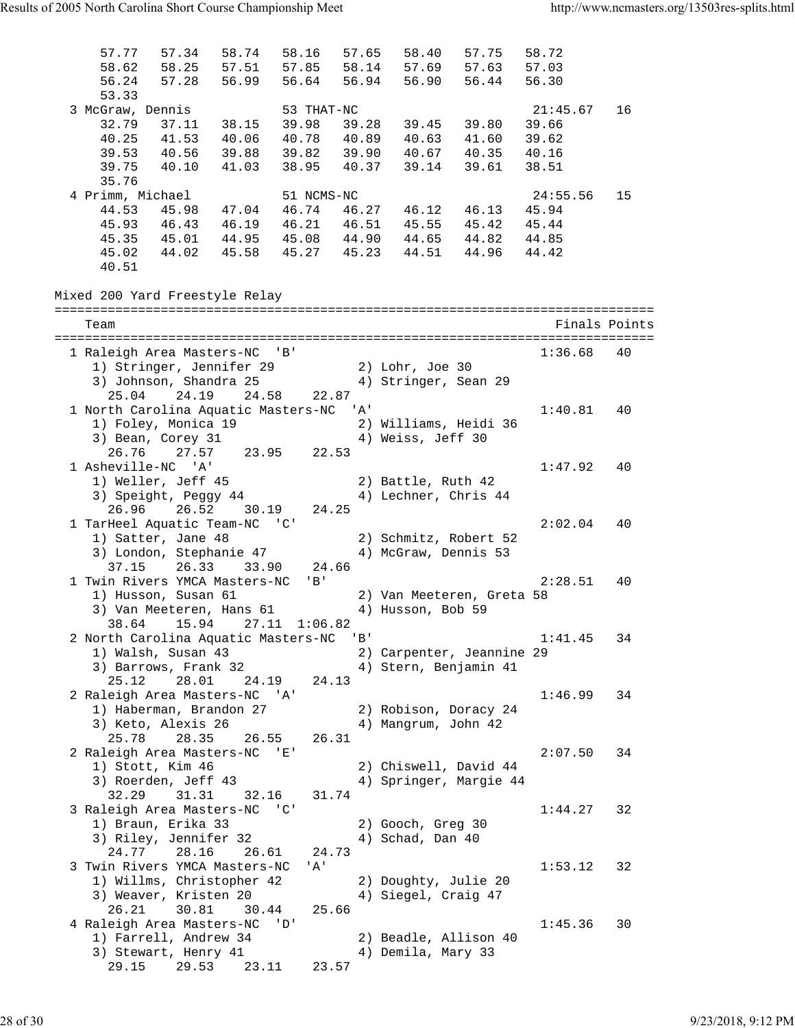```
      57.77   57.34   58.74   58.16   57.65   58.40   57.75   58.72
      58.62   58.25   57.51   57.85   58.14   57.69   57.63   57.03
      56.24   57.28   56.99   56.64   56.94   56.90   56.44   56.30
      53.33
  3 McGraw, Dennis            53 THAT-NC                        21:45.67   16
      32.79   37.11   38.15   39.98   39.28   39.45   39.80   39.66
      40.25   41.53   40.06   40.78   40.89   40.63   41.60   39.62
      39.53   40.56   39.88   39.82   39.90   40.67   40.35   40.16
      39.75   40.10   41.03   38.95   40.37   39.14   39.61   38.51
      35.76
  4 Primm, Michael            51 NCMS-NC                        24:55.56   15
      44.53   45.98   47.04   46.74   46.27   46.12   46.13   45.94
      45.93   46.43   46.19   46.21   46.51   45.55   45.42   45.44
      45.35   45.01   44.95   45.08   44.90   44.65   44.82   44.85
      45.02   44.02   45.58   45.27   45.23   44.51   44.96   44.42
      40.51
```

Mixed 200 Yard Freestyle Relay

```
===============================================================================
    Team                                                          Finals Points
===============================================================================
  1 Raleigh Area Masters-NC  'B'                                 1:36.68   40
     1) Stringer, Jennifer 29           2) Lohr, Joe 30
     3) Johnson, Shandra 25             4) Stringer, Sean 29
        25.04    24.19    24.58    22.87
  1 North Carolina Aquatic Masters-NC  'A'                       1:40.81   40
     1) Foley, Monica 19                2) Williams, Heidi 36
     3) Bean, Corey 31                  4) Weiss, Jeff 30
        26.76    27.57    23.95    22.53
  1 Asheville-NC  'A'                                            1:47.92   40
     1) Weller, Jeff 45                 2) Battle, Ruth 42
     3) Speight, Peggy 44               4) Lechner, Chris 44
        26.96    26.52    30.19    24.25
  1 TarHeel Aquatic Team-NC  'C'                                 2:02.04   40
     1) Satter, Jane 48                 2) Schmitz, Robert 52
     3) London, Stephanie 47            4) McGraw, Dennis 53
        37.15    26.33    33.90    24.66
  1 Twin Rivers YMCA Masters-NC  'B'                             2:28.51   40
     1) Husson, Susan 61                2) Van Meeteren, Greta 58
     3) Van Meeteren, Hans 61           4) Husson, Bob 59
        38.64    15.94    27.11  1:06.82
  2 North Carolina Aquatic Masters-NC  'B'                       1:41.45   34
     1) Walsh, Susan 43                 2) Carpenter, Jeannine 29
     3) Barrows, Frank 32               4) Stern, Benjamin 41
        25.12    28.01    24.19    24.13
  2 Raleigh Area Masters-NC  'A'                                 1:46.99   34
     1) Haberman, Brandon 27            2) Robison, Doracy 24
     3) Keto, Alexis 26                 4) Mangrum, John 42
        25.78    28.35    26.55    26.31
  2 Raleigh Area Masters-NC  'E'                                 2:07.50   34
     1) Stott, Kim 46                   2) Chiswell, David 44
     3) Roerden, Jeff 43                4) Springer, Margie 44
        32.29    31.31    32.16    31.74
  3 Raleigh Area Masters-NC  'C'                                 1:44.27   32
     1) Braun, Erika 33                 2) Gooch, Greg 30
     3) Riley, Jennifer 32              4) Schad, Dan 40
        24.77    28.16    26.61    24.73
  3 Twin Rivers YMCA Masters-NC  'A'                             1:53.12   32
     1) Willms, Christopher 42          2) Doughty, Julie 20
     3) Weaver, Kristen 20              4) Siegel, Craig 47
        26.21    30.81    30.44    25.66
  4 Raleigh Area Masters-NC  'D'                                 1:45.36   30
     1) Farrell, Andrew 34              2) Beadle, Allison 40
     3) Stewart, Henry 41               4) Demila, Mary 33
        29.15    29.53    23.11    23.57
```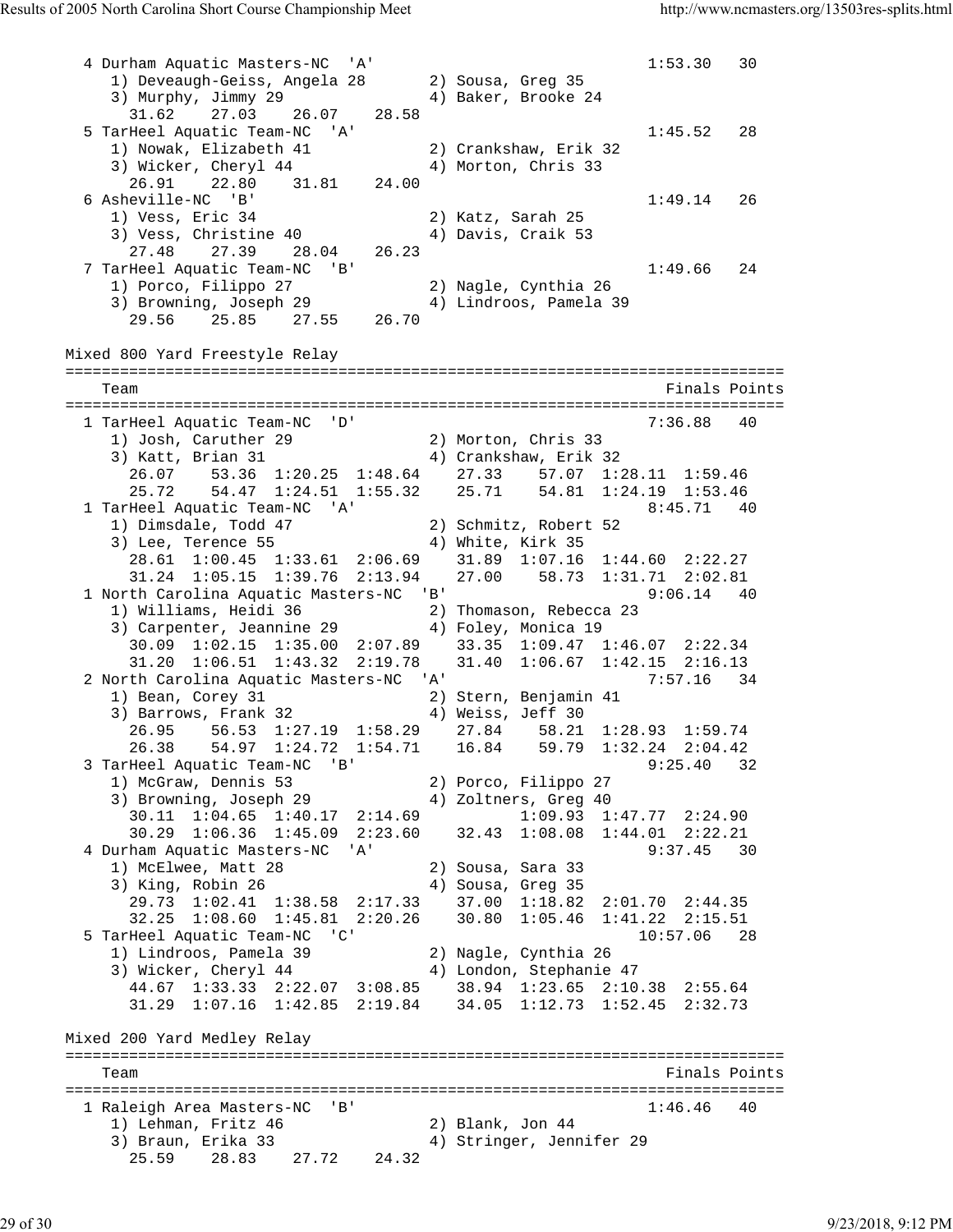```
  4 Durham Aquatic Masters-NC  'A'                         1:53.30   30
     1) Deveaugh-Geiss, Angela 28       2) Sousa, Greg 35
     3) Murphy, Jimmy 29                4) Baker, Brooke 24
       31.62    27.03    26.07    28.58
  5 TarHeel Aquatic Team-NC  'A'                           1:45.52   28
     1) Nowak, Elizabeth 41             2) Crankshaw, Erik 32
     3) Wicker, Cheryl 44               4) Morton, Chris 33
       26.91    22.80    31.81    24.00
  6 Asheville-NC  'B'                                      1:49.14   26
     1) Vess, Eric 34                   2) Katz, Sarah 25
     3) Vess, Christine 40              4) Davis, Craik 53
       27.48    27.39    28.04    26.23
  7 TarHeel Aquatic Team-NC  'B'                           1:49.66   24
     1) Porco, Filippo 27               2) Nagle, Cynthia 26
     3) Browning, Joseph 29             4) Lindroos, Pamela 39
       29.56    25.85    27.55    26.70
```

Mixed 800 Yard Freestyle Relay

```
===============================================================================
    Team                                                      Finals Points
===============================================================================
  1 TarHeel Aquatic Team-NC  'D'                           7:36.88   40
     1) Josh, Caruther 29               2) Morton, Chris 33
     3) Katt, Brian 31                  4) Crankshaw, Erik 32
       26.07    53.36  1:20.25  1:48.64    27.33    57.07  1:28.11  1:59.46
       25.72    54.47  1:24.51  1:55.32    25.71    54.81  1:24.19  1:53.46
  1 TarHeel Aquatic Team-NC  'A'                           8:45.71   40
     1) Dimsdale, Todd 47               2) Schmitz, Robert 52
     3) Lee, Terence 55                 4) White, Kirk 35
       28.61  1:00.45  1:33.61  2:06.69    31.89  1:07.16  1:44.60  2:22.27
       31.24  1:05.15  1:39.76  2:13.94    27.00    58.73  1:31.71  2:02.81
  1 North Carolina Aquatic Masters-NC  'B'                 9:06.14   40
     1) Williams, Heidi 36              2) Thomason, Rebecca 23
     3) Carpenter, Jeannine 29          4) Foley, Monica 19
       30.09  1:02.15  1:35.00  2:07.89    33.35  1:09.47  1:46.07  2:22.34
       31.20  1:06.51  1:43.32  2:19.78    31.40  1:06.67  1:42.15  2:16.13
  2 North Carolina Aquatic Masters-NC  'A'                 7:57.16   34
     1) Bean, Corey 31                  2) Stern, Benjamin 41
     3) Barrows, Frank 32               4) Weiss, Jeff 30
       26.95    56.53  1:27.19  1:58.29    27.84    58.21  1:28.93  1:59.74
       26.38    54.97  1:24.72  1:54.71    16.84    59.79  1:32.24  2:04.42
  3 TarHeel Aquatic Team-NC  'B'                           9:25.40   32
     1) McGraw, Dennis 53               2) Porco, Filippo 27
     3) Browning, Joseph 29             4) Zoltners, Greg 40
       30.11  1:04.65  1:40.17  2:14.69           1:09.93  1:47.77  2:24.90
       30.29  1:06.36  1:45.09  2:23.60    32.43  1:08.08  1:44.01  2:22.21
  4 Durham Aquatic Masters-NC  'A'                         9:37.45   30
     1) McElwee, Matt 28                2) Sousa, Sara 33
     3) King, Robin 26                  4) Sousa, Greg 35
       29.73  1:02.41  1:38.58  2:17.33    37.00  1:18.82  2:01.70  2:44.35
       32.25  1:08.60  1:45.81  2:20.26    30.80  1:05.46  1:41.22  2:15.51
  5 TarHeel Aquatic Team-NC  'C'                          10:57.06   28
     1) Lindroos, Pamela 39             2) Nagle, Cynthia 26
     3) Wicker, Cheryl 44               4) London, Stephanie 47
       44.67  1:33.33  2:22.07  3:08.85    38.94  1:23.65  2:10.38  2:55.64
       31.29  1:07.16  1:42.85  2:19.84    34.05  1:12.73  1:52.45  2:32.73
```

Mixed 200 Yard Medley Relay

```
===============================================================================
    Team                                                      Finals Points
===============================================================================
  1 Raleigh Area Masters-NC  'B'                           1:46.46   40
     1) Lehman, Fritz 46                2) Blank, Jon 44
     3) Braun, Erika 33                 4) Stringer, Jennifer 29
       25.59    28.83    27.72    24.32
```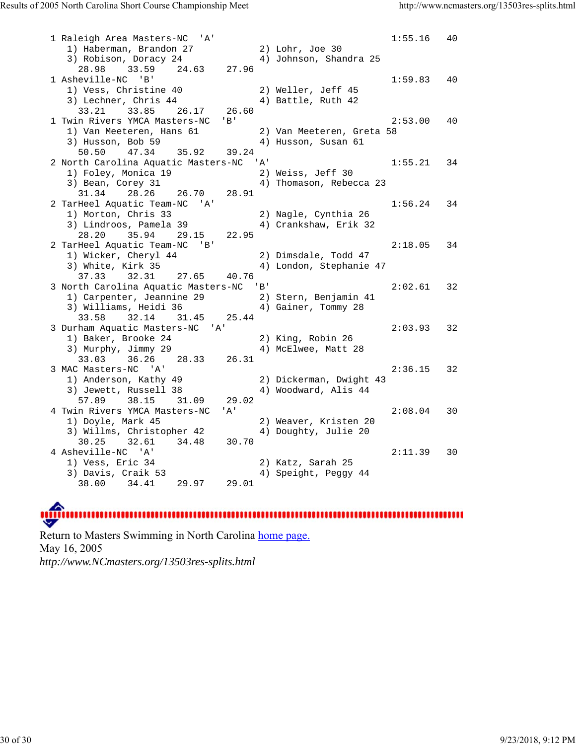```
  1 Raleigh Area Masters-NC  'A'                              1:55.16   40
     1) Haberman, Brandon 27            2) Lohr, Joe 30
     3) Robison, Doracy 24              4) Johnson, Shandra 25
        28.98     33.59     24.63     27.96
  1 Asheville-NC  'B'                                         1:59.83   40
     1) Vess, Christine 40              2) Weller, Jeff 45
     3) Lechner, Chris 44               4) Battle, Ruth 42
        33.21     33.85     26.17     26.60
  1 Twin Rivers YMCA Masters-NC  'B'                          2:53.00   40
     1) Van Meeteren, Hans 61           2) Van Meeteren, Greta 58
     3) Husson, Bob 59                  4) Husson, Susan 61
        50.50     47.34     35.92     39.24
  2 North Carolina Aquatic Masters-NC  'A'                    1:55.21   34
     1) Foley, Monica 19                2) Weiss, Jeff 30
     3) Bean, Corey 31                  4) Thomason, Rebecca 23
        31.34     28.26     26.70     28.91
  2 TarHeel Aquatic Team-NC  'A'                              1:56.24   34
     1) Morton, Chris 33                2) Nagle, Cynthia 26
     3) Lindroos, Pamela 39             4) Crankshaw, Erik 32
        28.20     35.94     29.15     22.95
  2 TarHeel Aquatic Team-NC  'B'                              2:18.05   34
     1) Wicker, Cheryl 44               2) Dimsdale, Todd 47
     3) White, Kirk 35                  4) London, Stephanie 47
        37.33     32.31     27.65     40.76
  3 North Carolina Aquatic Masters-NC  'B'                    2:02.61   32
     1) Carpenter, Jeannine 29          2) Stern, Benjamin 41
     3) Williams, Heidi 36              4) Gainer, Tommy 28
        33.58     32.14     31.45     25.44
  3 Durham Aquatic Masters-NC  'A'                            2:03.93   32
     1) Baker, Brooke 24                2) King, Robin 26
     3) Murphy, Jimmy 29                4) McElwee, Matt 28
        33.03     36.26     28.33     26.31
  3 MAC Masters-NC  'A'                                       2:36.15   32
     1) Anderson, Kathy 49              2) Dickerman, Dwight 43
     3) Jewett, Russell 38              4) Woodward, Alis 44
        57.89     38.15     31.09     29.02
  4 Twin Rivers YMCA Masters-NC  'A'                          2:08.04   30
     1) Doyle, Mark 45                  2) Weaver, Kristen 20
     3) Willms, Christopher 42          4) Doughty, Julie 20
        30.25     32.61     34.48     30.70
  4 Asheville-NC  'A'                                         2:11.39   30
     1) Vess, Eric 34                   2) Katz, Sarah 25
     3) Davis, Craik 53                 4) Speight, Peggy 44
        38.00     34.41     29.97     29.01
```

Return to Masters Swimming in North Carolina home page.
May 16, 2005
*http://www.NCmasters.org/13503res-splits.html*